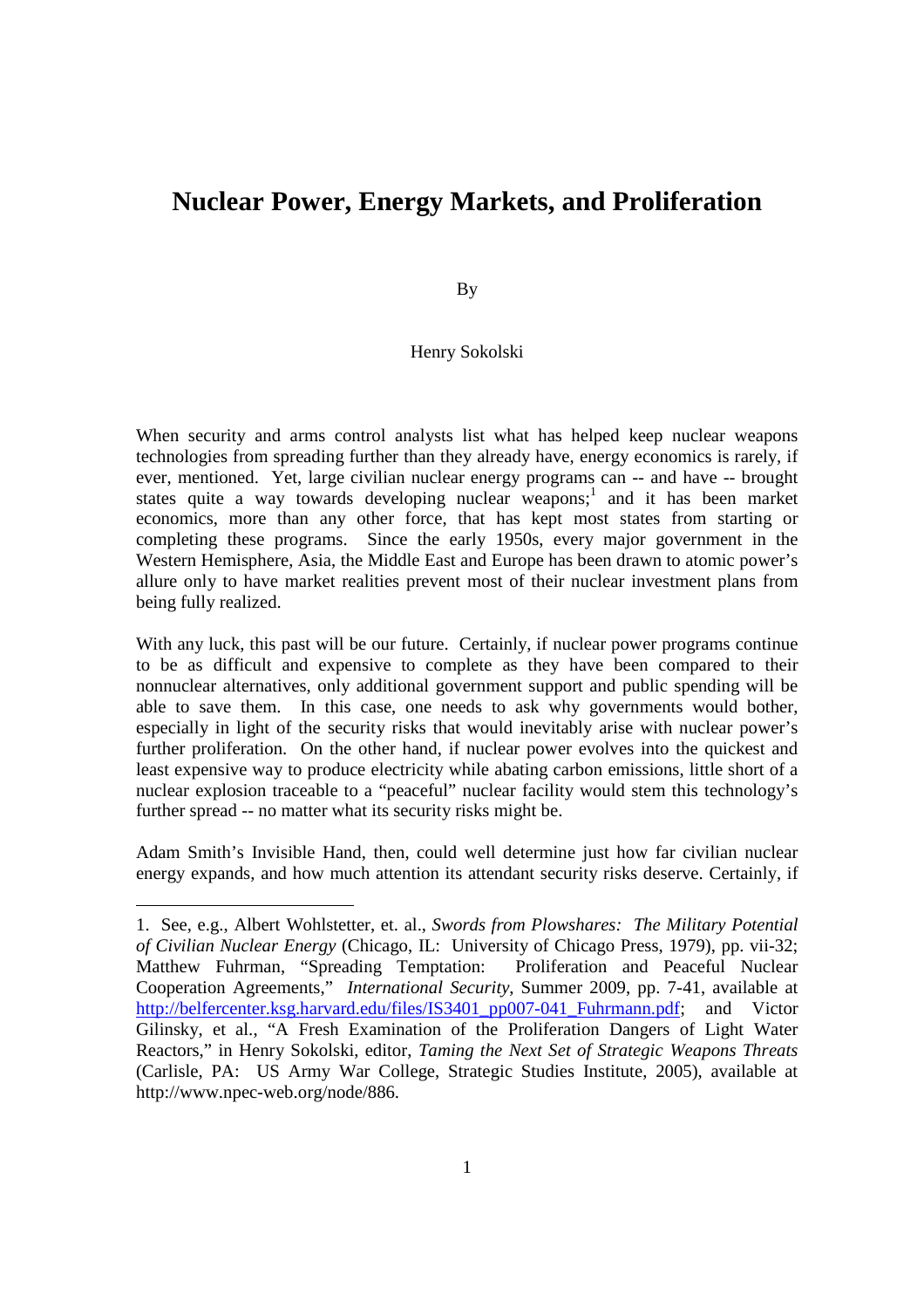# Nuclear Power, Energy Markets, and Proliferation

By

Henry Sokolski

When security and arms control analysts list what has helped keep nuclear weapons technologies from spreading further than they already have, energy economics is rarely, if ever, mentioned. Yet, large civilian nuclear energy programs can -- and have -- brought states quite a way towards developing nuclear weapons;[1] and it has been market economics, more than any other force, that has kept most states from starting or completing these programs. Since the early 1950s, every major government in the Western Hemisphere, Asia, the Middle East and Europe has been drawn to atomic power's allure only to have market realities prevent most of their nuclear investment plans from being fully realized.

With any luck, this past will be our future. Certainly, if nuclear power programs continue to be as difficult and expensive to complete as they have been compared to their nonnuclear alternatives, only additional government support and public spending will be able to save them. In this case, one needs to ask why governments would bother, especially in light of the security risks that would inevitably arise with nuclear power's further proliferation. On the other hand, if nuclear power evolves into the quickest and least expensive way to produce electricity while abating carbon emissions, little short of a nuclear explosion traceable to a "peaceful" nuclear facility would stem this technology's further spread -- no matter what its security risks might be.

Adam Smith's Invisible Hand, then, could well determine just how far civilian nuclear energy expands, and how much attention its attendant security risks deserve. Certainly, if

---

1. See, e.g., Albert Wohlstetter, et. al., *Swords from Plowshares: The Military Potential of Civilian Nuclear Energy* (Chicago, IL: University of Chicago Press, 1979), pp. vii-32; Matthew Fuhrman, "Spreading Temptation: Proliferation and Peaceful Nuclear Cooperation Agreements," *International Security*, Summer 2009, pp. 7-41, available at http://belfercenter.ksg.harvard.edu/files/IS3401_pp007-041_Fuhrmann.pdf; and Victor Gilinsky, et al., "A Fresh Examination of the Proliferation Dangers of Light Water Reactors," in Henry Sokolski, editor, *Taming the Next Set of Strategic Weapons Threats* (Carlisle, PA: US Army War College, Strategic Studies Institute, 2005), available at http://www.npec-web.org/node/886.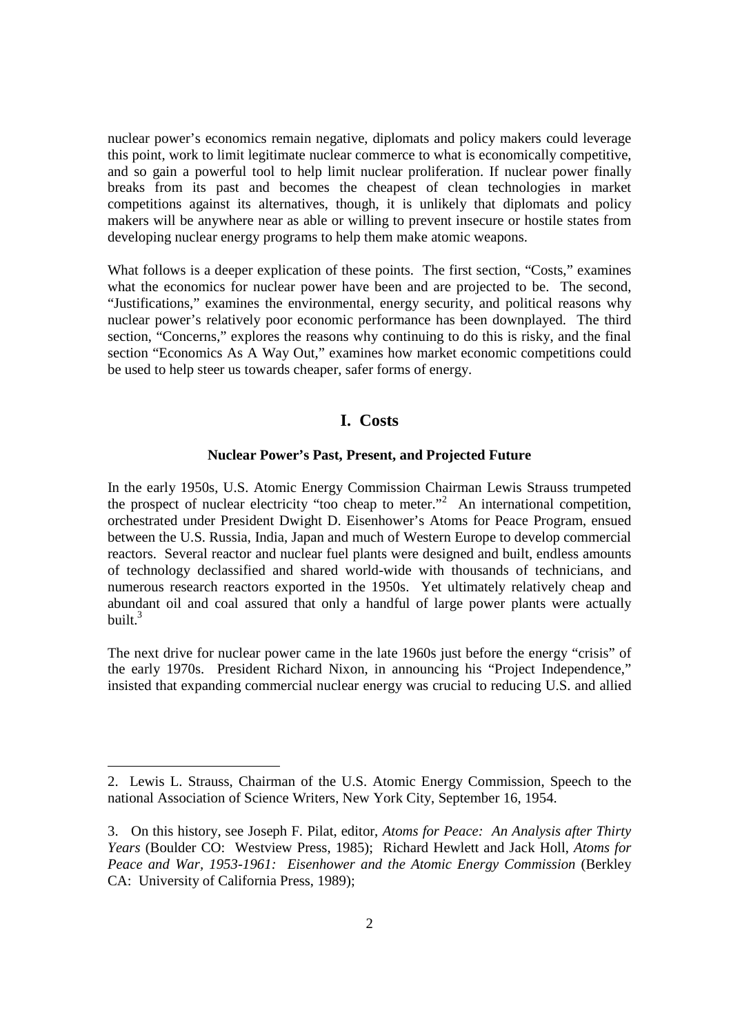nuclear power's economics remain negative, diplomats and policy makers could leverage this point, work to limit legitimate nuclear commerce to what is economically competitive, and so gain a powerful tool to help limit nuclear proliferation. If nuclear power finally breaks from its past and becomes the cheapest of clean technologies in market competitions against its alternatives, though, it is unlikely that diplomats and policy makers will be anywhere near as able or willing to prevent insecure or hostile states from developing nuclear energy programs to help them make atomic weapons.

What follows is a deeper explication of these points. The first section, "Costs," examines what the economics for nuclear power have been and are projected to be. The second, "Justifications," examines the environmental, energy security, and political reasons why nuclear power's relatively poor economic performance has been downplayed. The third section, "Concerns," explores the reasons why continuing to do this is risky, and the final section "Economics As A Way Out," examines how market economic competitions could be used to help steer us towards cheaper, safer forms of energy.

## I. Costs

### Nuclear Power's Past, Present, and Projected Future

In the early 1950s, U.S. Atomic Energy Commission Chairman Lewis Strauss trumpeted the prospect of nuclear electricity "too cheap to meter."[2] An international competition, orchestrated under President Dwight D. Eisenhower's Atoms for Peace Program, ensued between the U.S. Russia, India, Japan and much of Western Europe to develop commercial reactors. Several reactor and nuclear fuel plants were designed and built, endless amounts of technology declassified and shared world-wide with thousands of technicians, and numerous research reactors exported in the 1950s. Yet ultimately relatively cheap and abundant oil and coal assured that only a handful of large power plants were actually built.[3]

The next drive for nuclear power came in the late 1960s just before the energy "crisis" of the early 1970s. President Richard Nixon, in announcing his "Project Independence," insisted that expanding commercial nuclear energy was crucial to reducing U.S. and allied

---

2. Lewis L. Strauss, Chairman of the U.S. Atomic Energy Commission, Speech to the national Association of Science Writers, New York City, September 16, 1954.

3. On this history, see Joseph F. Pilat, editor, *Atoms for Peace: An Analysis after Thirty Years* (Boulder CO: Westview Press, 1985); Richard Hewlett and Jack Holl, *Atoms for Peace and War, 1953-1961: Eisenhower and the Atomic Energy Commission* (Berkley CA: University of California Press, 1989);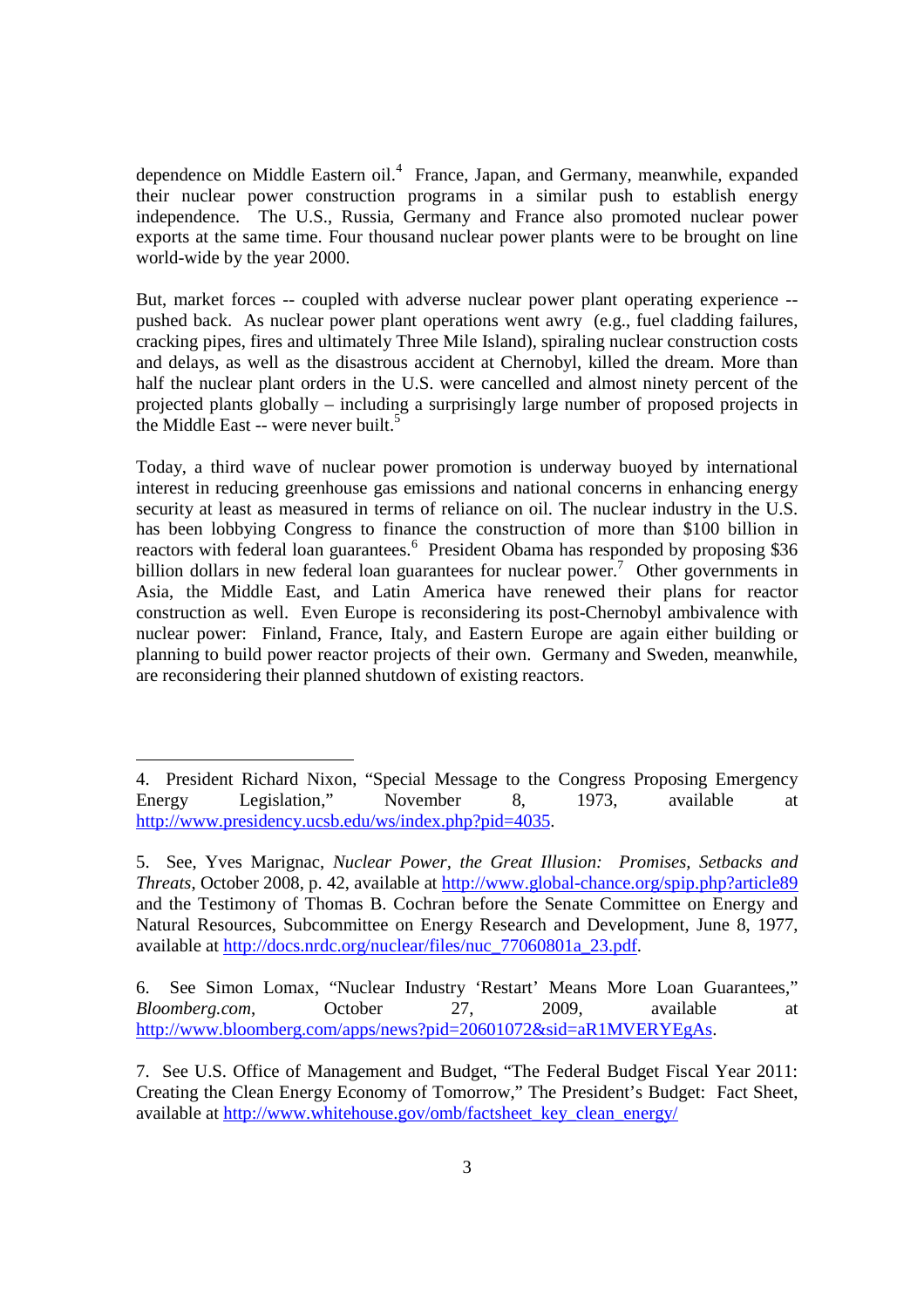dependence on Middle Eastern oil.[4] France, Japan, and Germany, meanwhile, expanded their nuclear power construction programs in a similar push to establish energy independence. The U.S., Russia, Germany and France also promoted nuclear power exports at the same time. Four thousand nuclear power plants were to be brought on line world-wide by the year 2000.

But, market forces -- coupled with adverse nuclear power plant operating experience -- pushed back. As nuclear power plant operations went awry (e.g., fuel cladding failures, cracking pipes, fires and ultimately Three Mile Island), spiraling nuclear construction costs and delays, as well as the disastrous accident at Chernobyl, killed the dream. More than half the nuclear plant orders in the U.S. were cancelled and almost ninety percent of the projected plants globally – including a surprisingly large number of proposed projects in the Middle East -- were never built.[5]

Today, a third wave of nuclear power promotion is underway buoyed by international interest in reducing greenhouse gas emissions and national concerns in enhancing energy security at least as measured in terms of reliance on oil. The nuclear industry in the U.S. has been lobbying Congress to finance the construction of more than $100 billion in reactors with federal loan guarantees.[6] President Obama has responded by proposing $36 billion dollars in new federal loan guarantees for nuclear power.[7] Other governments in Asia, the Middle East, and Latin America have renewed their plans for reactor construction as well. Even Europe is reconsidering its post-Chernobyl ambivalence with nuclear power: Finland, France, Italy, and Eastern Europe are again either building or planning to build power reactor projects of their own. Germany and Sweden, meanwhile, are reconsidering their planned shutdown of existing reactors.

---

4. President Richard Nixon, "Special Message to the Congress Proposing Emergency Energy Legislation," November 8, 1973, available at http://www.presidency.ucsb.edu/ws/index.php?pid=4035.

5. See, Yves Marignac, *Nuclear Power, the Great Illusion: Promises, Setbacks and Threats*, October 2008, p. 42, available at http://www.global-chance.org/spip.php?article89 and the Testimony of Thomas B. Cochran before the Senate Committee on Energy and Natural Resources, Subcommittee on Energy Research and Development, June 8, 1977, available at http://docs.nrdc.org/nuclear/files/nuc_77060801a_23.pdf.

6. See Simon Lomax, "Nuclear Industry 'Restart' Means More Loan Guarantees," *Bloomberg.com*, October 27, 2009, available at http://www.bloomberg.com/apps/news?pid=20601072&sid=aR1MVERYEgAs.

7. See U.S. Office of Management and Budget, "The Federal Budget Fiscal Year 2011: Creating the Clean Energy Economy of Tomorrow," The President's Budget: Fact Sheet, available at http://www.whitehouse.gov/omb/factsheet_key_clean_energy/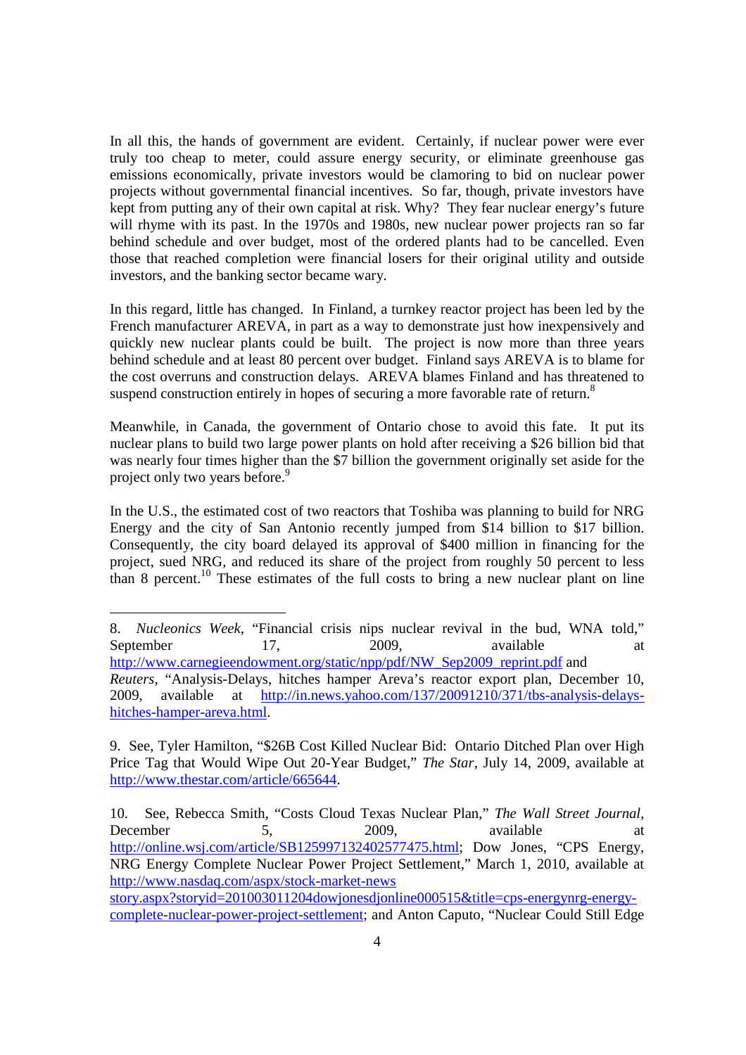In all this, the hands of government are evident. Certainly, if nuclear power were ever truly too cheap to meter, could assure energy security, or eliminate greenhouse gas emissions economically, private investors would be clamoring to bid on nuclear power projects without governmental financial incentives. So far, though, private investors have kept from putting any of their own capital at risk. Why? They fear nuclear energy's future will rhyme with its past. In the 1970s and 1980s, new nuclear power projects ran so far behind schedule and over budget, most of the ordered plants had to be cancelled. Even those that reached completion were financial losers for their original utility and outside investors, and the banking sector became wary.

In this regard, little has changed. In Finland, a turnkey reactor project has been led by the French manufacturer AREVA, in part as a way to demonstrate just how inexpensively and quickly new nuclear plants could be built. The project is now more than three years behind schedule and at least 80 percent over budget. Finland says AREVA is to blame for the cost overruns and construction delays. AREVA blames Finland and has threatened to suspend construction entirely in hopes of securing a more favorable rate of return.[8]

Meanwhile, in Canada, the government of Ontario chose to avoid this fate. It put its nuclear plans to build two large power plants on hold after receiving a $26 billion bid that was nearly four times higher than the $7 billion the government originally set aside for the project only two years before.[9]

In the U.S., the estimated cost of two reactors that Toshiba was planning to build for NRG Energy and the city of San Antonio recently jumped from $14 billion to $17 billion. Consequently, the city board delayed its approval of $400 million in financing for the project, sued NRG, and reduced its share of the project from roughly 50 percent to less than 8 percent.[10] These estimates of the full costs to bring a new nuclear plant on line

---

8. *Nucleonics Week*, "Financial crisis nips nuclear revival in the bud, WNA told," September 17, 2009, available at http://www.carnegieendowment.org/static/npp/pdf/NW_Sep2009_reprint.pdf and *Reuters*, "Analysis-Delays, hitches hamper Areva's reactor export plan, December 10, 2009, available at http://in.news.yahoo.com/137/20091210/371/tbs-analysis-delays-hitches-hamper-areva.html.

9. See, Tyler Hamilton, "$26B Cost Killed Nuclear Bid: Ontario Ditched Plan over High Price Tag that Would Wipe Out 20-Year Budget," *The Star*, July 14, 2009, available at http://www.thestar.com/article/665644.

10. See, Rebecca Smith, "Costs Cloud Texas Nuclear Plan," *The Wall Street Journal*, December 5, 2009, available at http://online.wsj.com/article/SB125997132402577475.html; Dow Jones, "CPS Energy, NRG Energy Complete Nuclear Power Project Settlement," March 1, 2010, available at http://www.nasdaq.com/aspx/stock-market-news story.aspx?storyid=201003011204dowjonesdjonline000515&title=cps-energynrg-energy-complete-nuclear-power-project-settlement; and Anton Caputo, "Nuclear Could Still Edge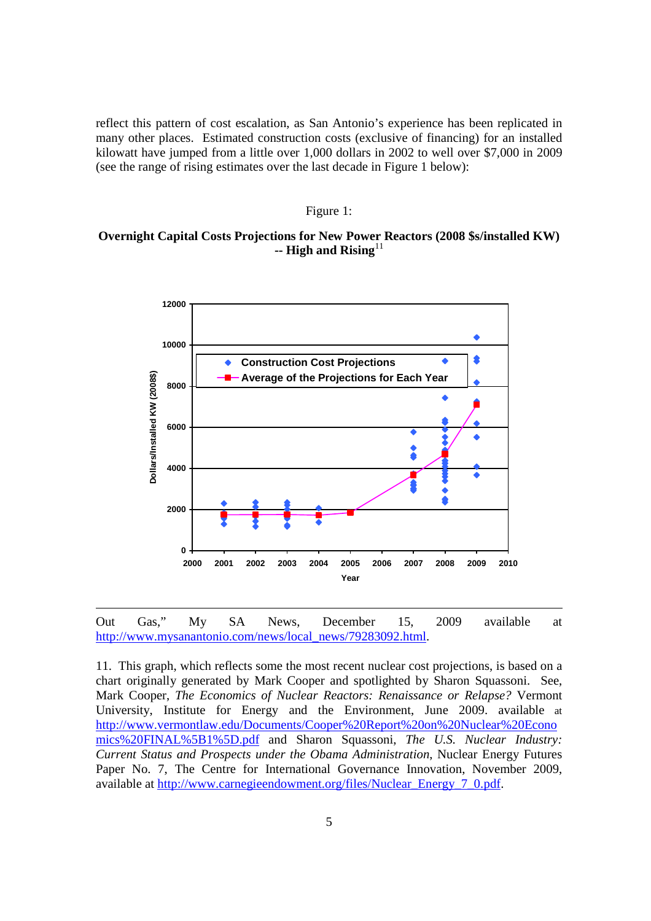reflect this pattern of cost escalation, as San Antonio's experience has been replicated in many other places. Estimated construction costs (exclusive of financing) for an installed kilowatt have jumped from a little over 1,000 dollars in 2002 to well over $7,000 in 2009 (see the range of rising estimates over the last decade in Figure 1 below):

Figure 1:

**Overnight Capital Costs Projections for New Power Reactors (2008 $s/installed KW) -- High and Rising**[11]

---

Out Gas," My SA News, December 15, 2009 available at http://www.mysanantonio.com/news/local_news/79283092.html.

11. This graph, which reflects some the most recent nuclear cost projections, is based on a chart originally generated by Mark Cooper and spotlighted by Sharon Squassoni. See, Mark Cooper, *The Economics of Nuclear Reactors: Renaissance or Relapse?* Vermont University, Institute for Energy and the Environment, June 2009. available at http://www.vermontlaw.edu/Documents/Cooper%20Report%20on%20Nuclear%20Economics%20FINAL%5B1%5D.pdf and Sharon Squassoni, *The U.S. Nuclear Industry: Current Status and Prospects under the Obama Administration*, Nuclear Energy Futures Paper No. 7, The Centre for International Governance Innovation, November 2009, available at http://www.carnegieendowment.org/files/Nuclear_Energy_7_0.pdf.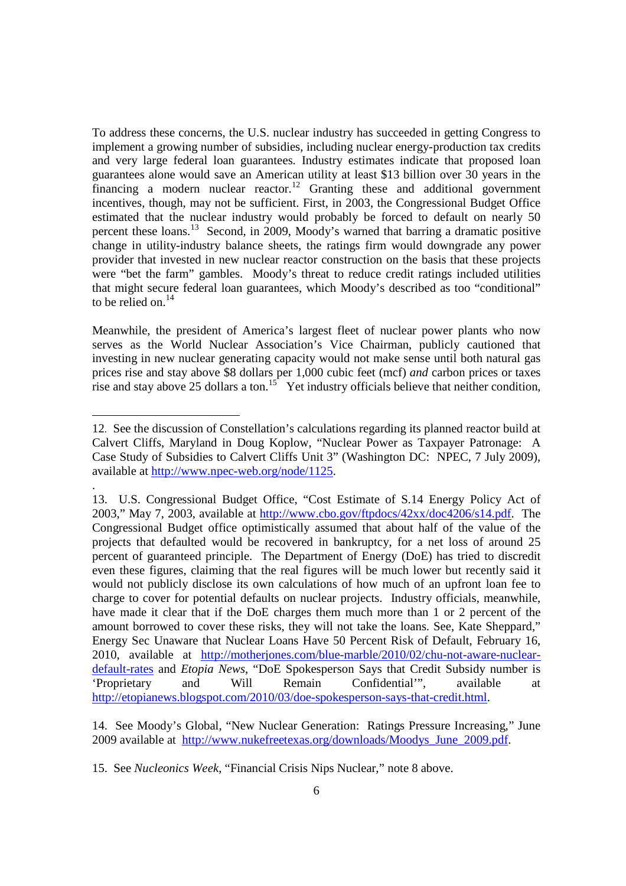To address these concerns, the U.S. nuclear industry has succeeded in getting Congress to implement a growing number of subsidies, including nuclear energy-production tax credits and very large federal loan guarantees. Industry estimates indicate that proposed loan guarantees alone would save an American utility at least $13 billion over 30 years in the financing a modern nuclear reactor.[12] Granting these and additional government incentives, though, may not be sufficient. First, in 2003, the Congressional Budget Office estimated that the nuclear industry would probably be forced to default on nearly 50 percent these loans.[13] Second, in 2009, Moody's warned that barring a dramatic positive change in utility-industry balance sheets, the ratings firm would downgrade any power provider that invested in new nuclear reactor construction on the basis that these projects were "bet the farm" gambles. Moody's threat to reduce credit ratings included utilities that might secure federal loan guarantees, which Moody's described as too "conditional" to be relied on.[14]

Meanwhile, the president of America's largest fleet of nuclear power plants who now serves as the World Nuclear Association's Vice Chairman, publicly cautioned that investing in new nuclear generating capacity would not make sense until both natural gas prices rise and stay above $8 dollars per 1,000 cubic feet (mcf) *and* carbon prices or taxes rise and stay above 25 dollars a ton.[15] Yet industry officials believe that neither condition,

---

12. See the discussion of Constellation's calculations regarding its planned reactor build at Calvert Cliffs, Maryland in Doug Koplow, "Nuclear Power as Taxpayer Patronage: A Case Study of Subsidies to Calvert Cliffs Unit 3" (Washington DC: NPEC, 7 July 2009), available at http://www.npec-web.org/node/1125.

13. U.S. Congressional Budget Office, "Cost Estimate of S.14 Energy Policy Act of 2003," May 7, 2003, available at http://www.cbo.gov/ftpdocs/42xx/doc4206/s14.pdf. The Congressional Budget office optimistically assumed that about half of the value of the projects that defaulted would be recovered in bankruptcy, for a net loss of around 25 percent of guaranteed principle. The Department of Energy (DoE) has tried to discredit even these figures, claiming that the real figures will be much lower but recently said it would not publicly disclose its own calculations of how much of an upfront loan fee to charge to cover for potential defaults on nuclear projects. Industry officials, meanwhile, have made it clear that if the DoE charges them much more than 1 or 2 percent of the amount borrowed to cover these risks, they will not take the loans. See, Kate Sheppard," Energy Sec Unaware that Nuclear Loans Have 50 Percent Risk of Default, February 16, 2010, available at http://motherjones.com/blue-marble/2010/02/chu-not-aware-nuclear-default-rates and *Etopia News*, "DoE Spokesperson Says that Credit Subsidy number is 'Proprietary and Will Remain Confidential'", available at http://etopianews.blogspot.com/2010/03/doe-spokesperson-says-that-credit.html.

14. See Moody's Global, "New Nuclear Generation: Ratings Pressure Increasing," June 2009 available at http://www.nukefreetexas.org/downloads/Moodys_June_2009.pdf.

15. See *Nucleonics Week*, "Financial Crisis Nips Nuclear," note 8 above.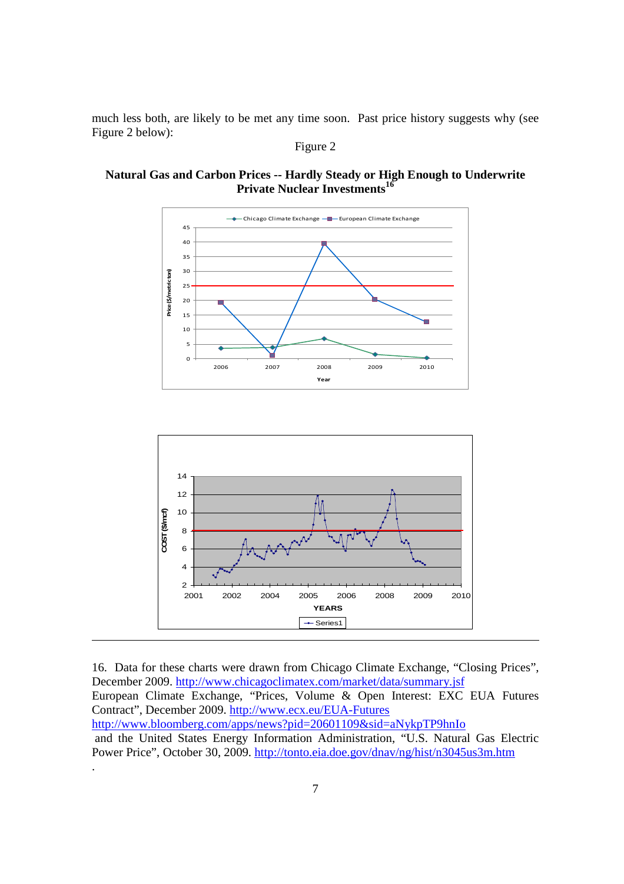much less both, are likely to be met any time soon. Past price history suggests why (see Figure 2 below):

Figure 2

**Natural Gas and Carbon Prices -- Hardly Steady or High Enough to Underwrite Private Nuclear Investments**[16]

---

16. Data for these charts were drawn from Chicago Climate Exchange, "Closing Prices", December 2009. http://www.chicagoclimatex.com/market/data/summary.jsf
European Climate Exchange, "Prices, Volume & Open Interest: EXC EUA Futures Contract", December 2009. http://www.ecx.eu/EUA-Futures
http://www.bloomberg.com/apps/news?pid=20601109&sid=aNykpTP9hnIo
and the United States Energy Information Administration, "U.S. Natural Gas Electric Power Price", October 30, 2009. http://tonto.eia.doe.gov/dnav/ng/hist/n3045us3m.htm
.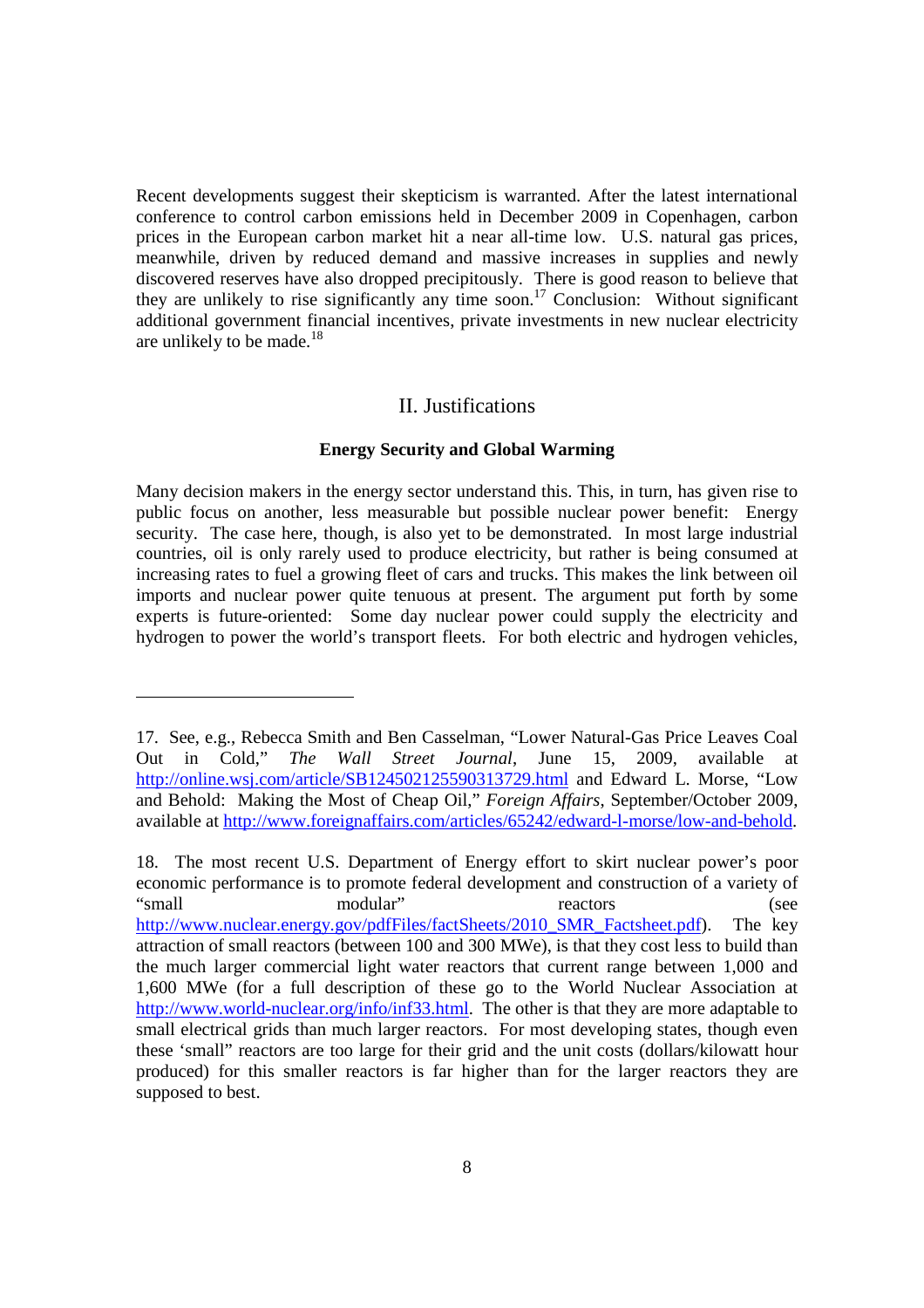Recent developments suggest their skepticism is warranted. After the latest international conference to control carbon emissions held in December 2009 in Copenhagen, carbon prices in the European carbon market hit a near all-time low. U.S. natural gas prices, meanwhile, driven by reduced demand and massive increases in supplies and newly discovered reserves have also dropped precipitously. There is good reason to believe that they are unlikely to rise significantly any time soon.[17] Conclusion: Without significant additional government financial incentives, private investments in new nuclear electricity are unlikely to be made.[18]

## II. Justifications

### Energy Security and Global Warming

Many decision makers in the energy sector understand this. This, in turn, has given rise to public focus on another, less measurable but possible nuclear power benefit: Energy security. The case here, though, is also yet to be demonstrated. In most large industrial countries, oil is only rarely used to produce electricity, but rather is being consumed at increasing rates to fuel a growing fleet of cars and trucks. This makes the link between oil imports and nuclear power quite tenuous at present. The argument put forth by some experts is future-oriented: Some day nuclear power could supply the electricity and hydrogen to power the world's transport fleets. For both electric and hydrogen vehicles,

---

17. See, e.g., Rebecca Smith and Ben Casselman, "Lower Natural-Gas Price Leaves Coal Out in Cold," *The Wall Street Journal*, June 15, 2009, available at http://online.wsj.com/article/SB124502125590313729.html and Edward L. Morse, "Low and Behold: Making the Most of Cheap Oil," *Foreign Affairs*, September/October 2009, available at http://www.foreignaffairs.com/articles/65242/edward-l-morse/low-and-behold.

18. The most recent U.S. Department of Energy effort to skirt nuclear power's poor economic performance is to promote federal development and construction of a variety of "small modular" reactors (see http://www.nuclear.energy.gov/pdfFiles/factSheets/2010_SMR_Factsheet.pdf). The key attraction of small reactors (between 100 and 300 MWe), is that they cost less to build than the much larger commercial light water reactors that current range between 1,000 and 1,600 MWe (for a full description of these go to the World Nuclear Association at http://www.world-nuclear.org/info/inf33.html. The other is that they are more adaptable to small electrical grids than much larger reactors. For most developing states, though even these 'small" reactors are too large for their grid and the unit costs (dollars/kilowatt hour produced) for this smaller reactors is far higher than for the larger reactors they are supposed to best.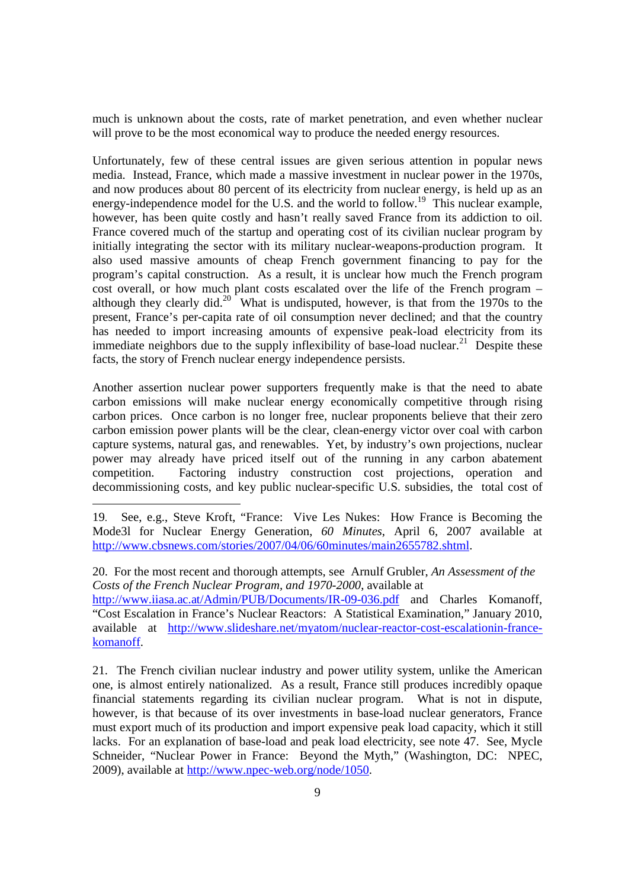much is unknown about the costs, rate of market penetration, and even whether nuclear will prove to be the most economical way to produce the needed energy resources.

Unfortunately, few of these central issues are given serious attention in popular news media. Instead, France, which made a massive investment in nuclear power in the 1970s, and now produces about 80 percent of its electricity from nuclear energy, is held up as an energy-independence model for the U.S. and the world to follow.[19] This nuclear example, however, has been quite costly and hasn't really saved France from its addiction to oil. France covered much of the startup and operating cost of its civilian nuclear program by initially integrating the sector with its military nuclear-weapons-production program. It also used massive amounts of cheap French government financing to pay for the program's capital construction. As a result, it is unclear how much the French program cost overall, or how much plant costs escalated over the life of the French program – although they clearly did.[20] What is undisputed, however, is that from the 1970s to the present, France's per-capita rate of oil consumption never declined; and that the country has needed to import increasing amounts of expensive peak-load electricity from its immediate neighbors due to the supply inflexibility of base-load nuclear.[21] Despite these facts, the story of French nuclear energy independence persists.

Another assertion nuclear power supporters frequently make is that the need to abate carbon emissions will make nuclear energy economically competitive through rising carbon prices. Once carbon is no longer free, nuclear proponents believe that their zero carbon emission power plants will be the clear, clean-energy victor over coal with carbon capture systems, natural gas, and renewables. Yet, by industry's own projections, nuclear power may already have priced itself out of the running in any carbon abatement competition. Factoring industry construction cost projections, operation and decommissioning costs, and key public nuclear-specific U.S. subsidies, the total cost of

---

19. See, e.g., Steve Kroft, "France: Vive Les Nukes: How France is Becoming the Mode3l for Nuclear Energy Generation, *60 Minutes*, April 6, 2007 available at http://www.cbsnews.com/stories/2007/04/06/60minutes/main2655782.shtml.

20. For the most recent and thorough attempts, see Arnulf Grubler, *An Assessment of the Costs of the French Nuclear Program, and 1970-2000*, available at http://www.iiasa.ac.at/Admin/PUB/Documents/IR-09-036.pdf and Charles Komanoff, "Cost Escalation in France's Nuclear Reactors: A Statistical Examination," January 2010, available at http://www.slideshare.net/myatom/nuclear-reactor-cost-escalationin-france-komanoff.

21. The French civilian nuclear industry and power utility system, unlike the American one, is almost entirely nationalized. As a result, France still produces incredibly opaque financial statements regarding its civilian nuclear program. What is not in dispute, however, is that because of its over investments in base-load nuclear generators, France must export much of its production and import expensive peak load capacity, which it still lacks. For an explanation of base-load and peak load electricity, see note 47. See, Mycle Schneider, "Nuclear Power in France: Beyond the Myth," (Washington, DC: NPEC, 2009), available at http://www.npec-web.org/node/1050.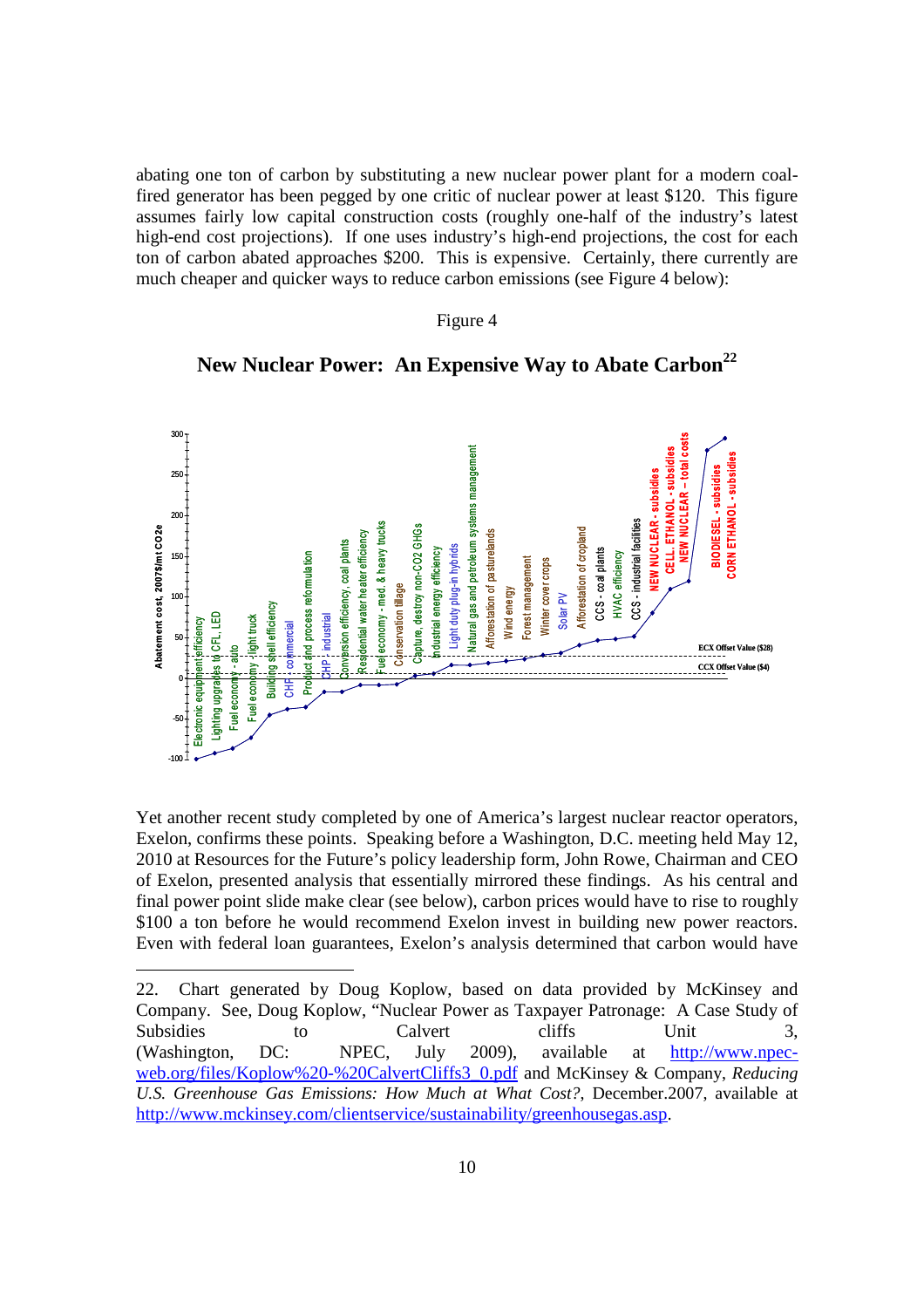abating one ton of carbon by substituting a new nuclear power plant for a modern coal-fired generator has been pegged by one critic of nuclear power at least $120. This figure assumes fairly low capital construction costs (roughly one-half of the industry's latest high-end cost projections). If one uses industry's high-end projections, the cost for each ton of carbon abated approaches $200. This is expensive. Certainly, there currently are much cheaper and quicker ways to reduce carbon emissions (see Figure 4 below):

Figure 4

**New Nuclear Power: An Expensive Way to Abate Carbon**[22]

Yet another recent study completed by one of America's largest nuclear reactor operators, Exelon, confirms these points. Speaking before a Washington, D.C. meeting held May 12, 2010 at Resources for the Future's policy leadership form, John Rowe, Chairman and CEO of Exelon, presented analysis that essentially mirrored these findings. As his central and final power point slide make clear (see below), carbon prices would have to rise to roughly $100 a ton before he would recommend Exelon invest in building new power reactors. Even with federal loan guarantees, Exelon's analysis determined that carbon would have

---

22. Chart generated by Doug Koplow, based on data provided by McKinsey and Company. See, Doug Koplow, "Nuclear Power as Taxpayer Patronage: A Case Study of Subsidies to Calvert cliffs Unit 3, (Washington, DC: NPEC, July 2009), available at http://www.npec-web.org/files/Koplow%20-%20CalvertCliffs3_0.pdf and McKinsey & Company, *Reducing U.S. Greenhouse Gas Emissions: How Much at What Cost?*, December.2007, available at http://www.mckinsey.com/clientservice/sustainability/greenhousegas.asp.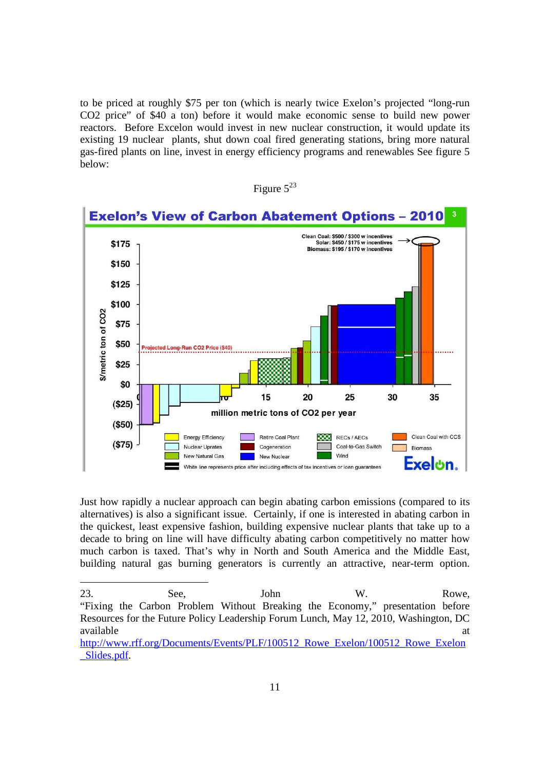to be priced at roughly $75 per ton (which is nearly twice Exelon's projected "long-run CO2 price" of $40 a ton) before it would make economic sense to build new power reactors. Before Excelon would invest in new nuclear construction, it would update its existing 19 nuclear plants, shut down coal fired generating stations, bring more natural gas-fired plants on line, invest in energy efficiency programs and renewables See figure 5 below:

Figure 5[23]

Just how rapidly a nuclear approach can begin abating carbon emissions (compared to its alternatives) is also a significant issue. Certainly, if one is interested in abating carbon in the quickest, least expensive fashion, building expensive nuclear plants that take up to a decade to bring on line will have difficulty abating carbon competitively no matter how much carbon is taxed. That's why in North and South America and the Middle East, building natural gas burning generators is currently an attractive, near-term option.

---

23. See, John W. Rowe, "Fixing the Carbon Problem Without Breaking the Economy," presentation before Resources for the Future Policy Leadership Forum Lunch, May 12, 2010, Washington, DC available at http://www.rff.org/Documents/Events/PLF/100512_Rowe_Exelon/100512_Rowe_Exelon_Slides.pdf.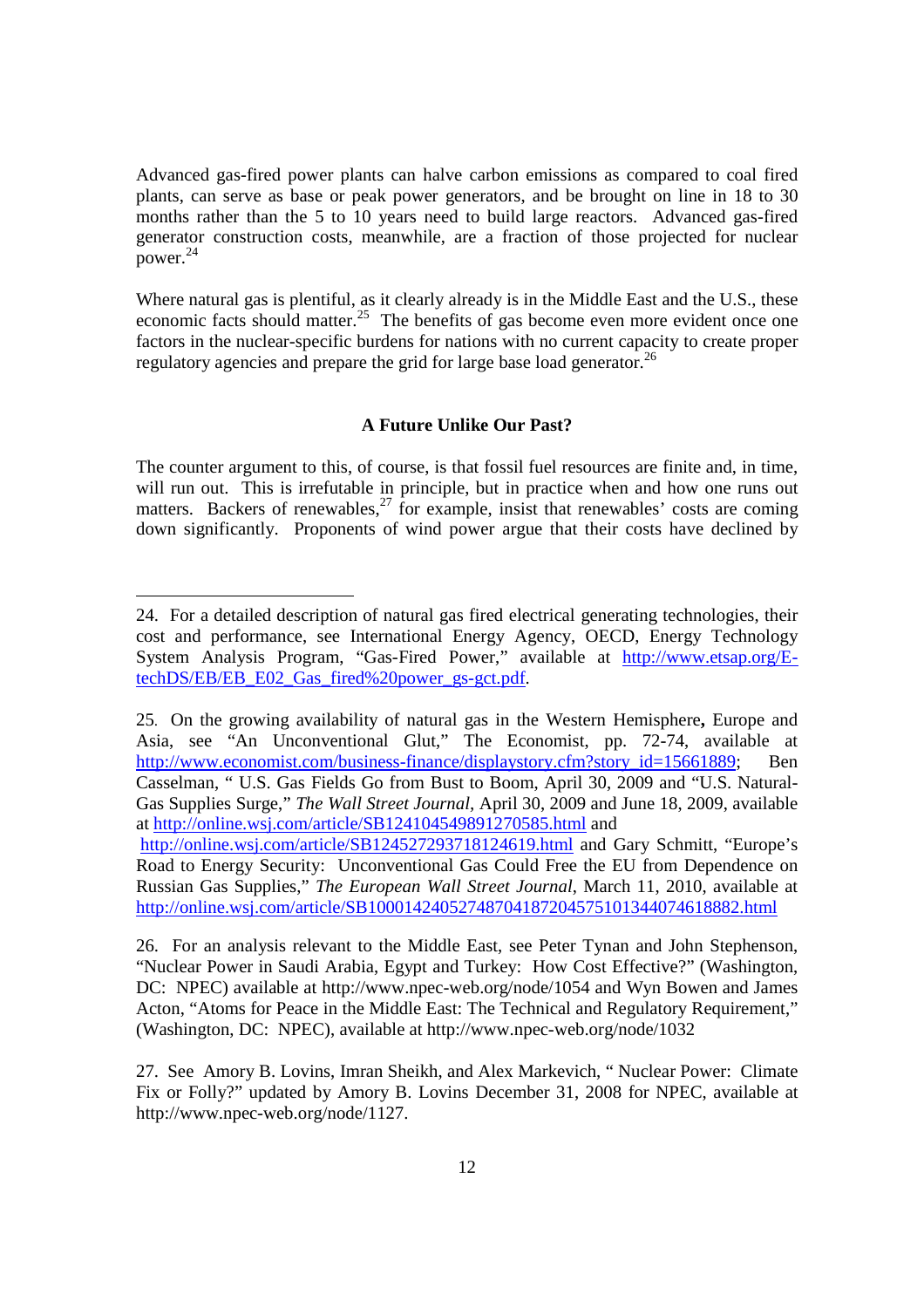Advanced gas-fired power plants can halve carbon emissions as compared to coal fired plants, can serve as base or peak power generators, and be brought on line in 18 to 30 months rather than the 5 to 10 years need to build large reactors. Advanced gas-fired generator construction costs, meanwhile, are a fraction of those projected for nuclear power.[24]

Where natural gas is plentiful, as it clearly already is in the Middle East and the U.S., these economic facts should matter.[25] The benefits of gas become even more evident once one factors in the nuclear-specific burdens for nations with no current capacity to create proper regulatory agencies and prepare the grid for large base load generator.[26]

### A Future Unlike Our Past?

The counter argument to this, of course, is that fossil fuel resources are finite and, in time, will run out. This is irrefutable in principle, but in practice when and how one runs out matters. Backers of renewables,[27] for example, insist that renewables' costs are coming down significantly. Proponents of wind power argue that their costs have declined by

---

24. For a detailed description of natural gas fired electrical generating technologies, their cost and performance, see International Energy Agency, OECD, Energy Technology System Analysis Program, "Gas-Fired Power," available at http://www.etsap.org/E-techDS/EB/EB_E02_Gas_fired%20power_gs-gct.pdf.

25. On the growing availability of natural gas in the Western Hemisphere**,** Europe and Asia, see "An Unconventional Glut," The Economist, pp. 72-74, available at http://www.economist.com/business-finance/displaystory.cfm?story_id=15661889; Ben Casselman, " U.S. Gas Fields Go from Bust to Boom, April 30, 2009 and "U.S. Natural-Gas Supplies Surge," *The Wall Street Journal*, April 30, 2009 and June 18, 2009, available at http://online.wsj.com/article/SB124104549891270585.html and http://online.wsj.com/article/SB124527293718124619.html and Gary Schmitt, "Europe's Road to Energy Security: Unconventional Gas Could Free the EU from Dependence on Russian Gas Supplies," *The European Wall Street Journal*, March 11, 2010, available at http://online.wsj.com/article/SB10001424052748704187204575101344074618882.html

26. For an analysis relevant to the Middle East, see Peter Tynan and John Stephenson, "Nuclear Power in Saudi Arabia, Egypt and Turkey: How Cost Effective?" (Washington, DC: NPEC) available at http://www.npec-web.org/node/1054 and Wyn Bowen and James Acton, "Atoms for Peace in the Middle East: The Technical and Regulatory Requirement," (Washington, DC: NPEC), available at http://www.npec-web.org/node/1032

27. See Amory B. Lovins, Imran Sheikh, and Alex Markevich, " Nuclear Power: Climate Fix or Folly?" updated by Amory B. Lovins December 31, 2008 for NPEC, available at http://www.npec-web.org/node/1127.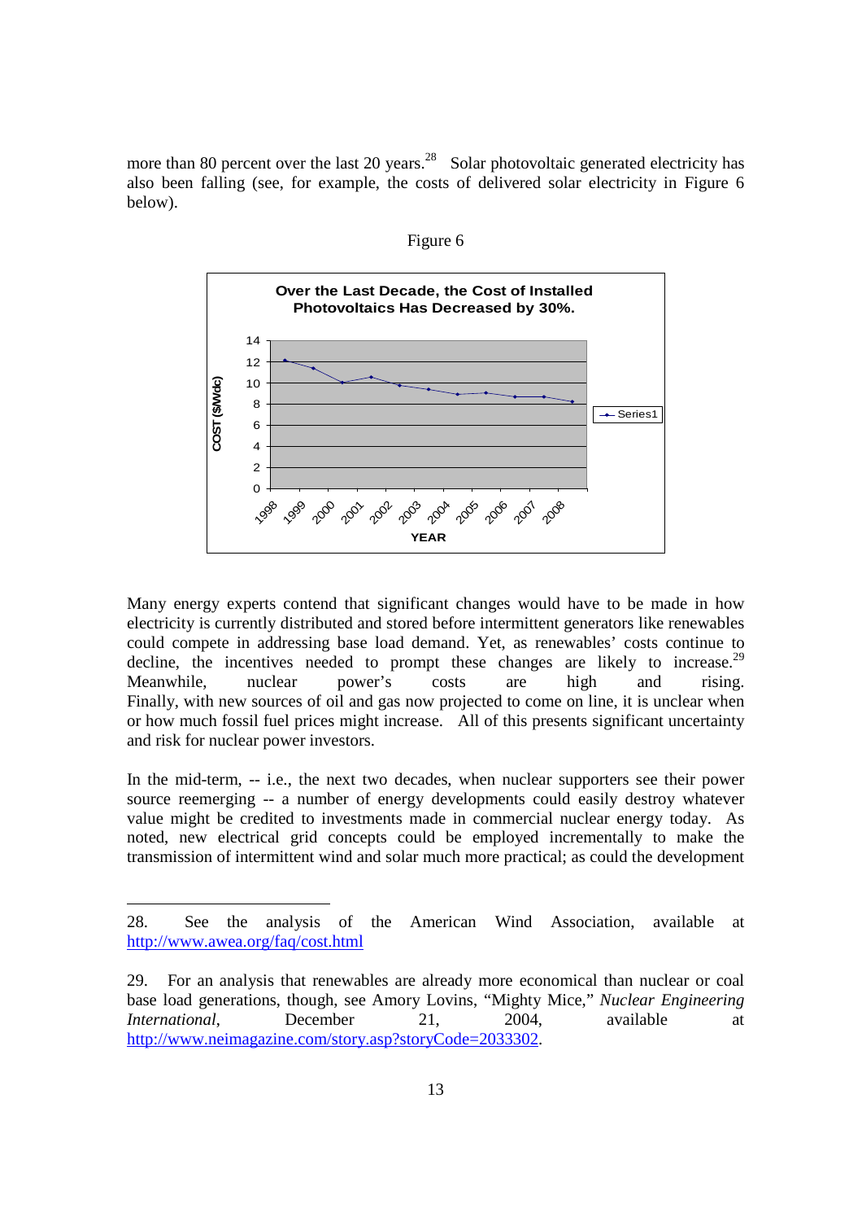more than 80 percent over the last 20 years.[28] Solar photovoltaic generated electricity has also been falling (see, for example, the costs of delivered solar electricity in Figure 6 below).

Figure 6

**Over the Last Decade, the Cost of Installed Photovoltaics Has Decreased by 30%.**

Many energy experts contend that significant changes would have to be made in how electricity is currently distributed and stored before intermittent generators like renewables could compete in addressing base load demand. Yet, as renewables' costs continue to decline, the incentives needed to prompt these changes are likely to increase.[29] Meanwhile, nuclear power's costs are high and rising. Finally, with new sources of oil and gas now projected to come on line, it is unclear when or how much fossil fuel prices might increase. All of this presents significant uncertainty and risk for nuclear power investors.

In the mid-term, -- i.e., the next two decades, when nuclear supporters see their power source reemerging -- a number of energy developments could easily destroy whatever value might be credited to investments made in commercial nuclear energy today. As noted, new electrical grid concepts could be employed incrementally to make the transmission of intermittent wind and solar much more practical; as could the development

---

28. See the analysis of the American Wind Association, available at http://www.awea.org/faq/cost.html

29. For an analysis that renewables are already more economical than nuclear or coal base load generations, though, see Amory Lovins, "Mighty Mice," *Nuclear Engineering International*, December 21, 2004, available at http://www.neimagazine.com/story.asp?storyCode=2033302.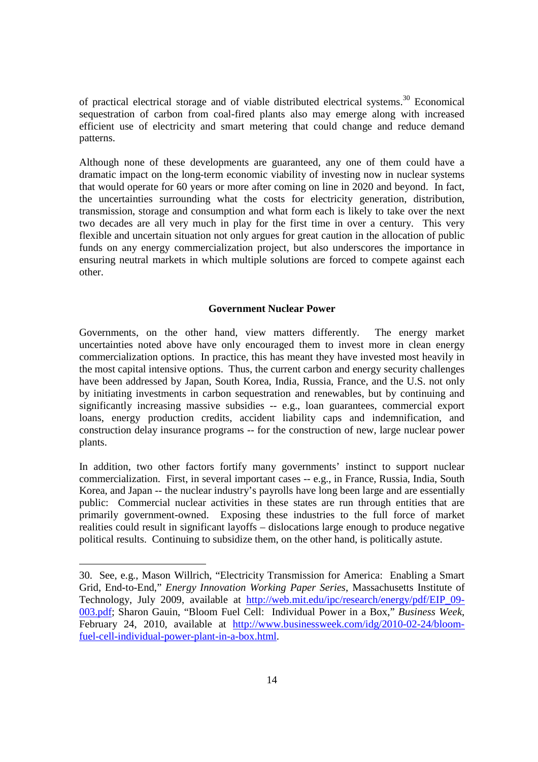of practical electrical storage and of viable distributed electrical systems.[30] Economical sequestration of carbon from coal-fired plants also may emerge along with increased efficient use of electricity and smart metering that could change and reduce demand patterns.

Although none of these developments are guaranteed, any one of them could have a dramatic impact on the long-term economic viability of investing now in nuclear systems that would operate for 60 years or more after coming on line in 2020 and beyond. In fact, the uncertainties surrounding what the costs for electricity generation, distribution, transmission, storage and consumption and what form each is likely to take over the next two decades are all very much in play for the first time in over a century. This very flexible and uncertain situation not only argues for great caution in the allocation of public funds on any energy commercialization project, but also underscores the importance in ensuring neutral markets in which multiple solutions are forced to compete against each other.

## Government Nuclear Power

Governments, on the other hand, view matters differently. The energy market uncertainties noted above have only encouraged them to invest more in clean energy commercialization options. In practice, this has meant they have invested most heavily in the most capital intensive options. Thus, the current carbon and energy security challenges have been addressed by Japan, South Korea, India, Russia, France, and the U.S. not only by initiating investments in carbon sequestration and renewables, but by continuing and significantly increasing massive subsidies -- e.g., loan guarantees, commercial export loans, energy production credits, accident liability caps and indemnification, and construction delay insurance programs -- for the construction of new, large nuclear power plants.

In addition, two other factors fortify many governments' instinct to support nuclear commercialization. First, in several important cases -- e.g., in France, Russia, India, South Korea, and Japan -- the nuclear industry's payrolls have long been large and are essentially public: Commercial nuclear activities in these states are run through entities that are primarily government-owned. Exposing these industries to the full force of market realities could result in significant layoffs – dislocations large enough to produce negative political results. Continuing to subsidize them, on the other hand, is politically astute.

---

30. See, e.g., Mason Willrich, "Electricity Transmission for America: Enabling a Smart Grid, End-to-End," *Energy Innovation Working Paper Series*, Massachusetts Institute of Technology, July 2009, available at http://web.mit.edu/ipc/research/energy/pdf/EIP_09-003.pdf; Sharon Gauin, "Bloom Fuel Cell: Individual Power in a Box," *Business Week*, February 24, 2010, available at http://www.businessweek.com/idg/2010-02-24/bloom-fuel-cell-individual-power-plant-in-a-box.html.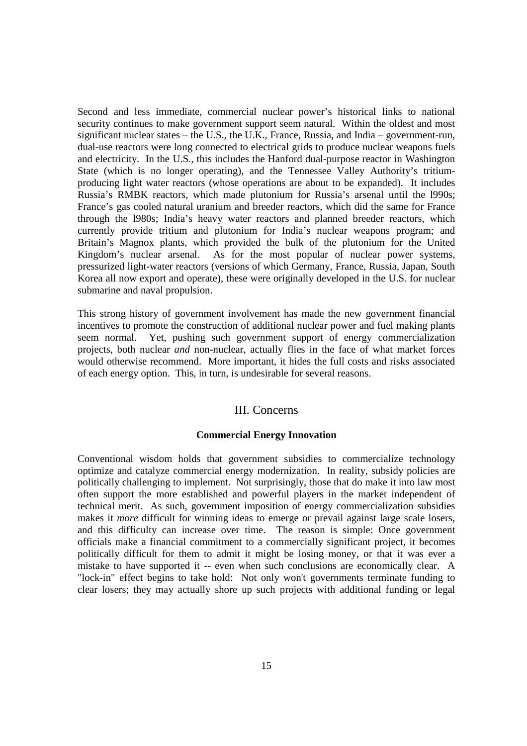Second and less immediate, commercial nuclear power's historical links to national security continues to make government support seem natural. Within the oldest and most significant nuclear states – the U.S., the U.K., France, Russia, and India – government-run, dual-use reactors were long connected to electrical grids to produce nuclear weapons fuels and electricity. In the U.S., this includes the Hanford dual-purpose reactor in Washington State (which is no longer operating), and the Tennessee Valley Authority's tritium-producing light water reactors (whose operations are about to be expanded). It includes Russia's RMBK reactors, which made plutonium for Russia's arsenal until the l990s; France's gas cooled natural uranium and breeder reactors, which did the same for France through the l980s; India's heavy water reactors and planned breeder reactors, which currently provide tritium and plutonium for India's nuclear weapons program; and Britain's Magnox plants, which provided the bulk of the plutonium for the United Kingdom's nuclear arsenal. As for the most popular of nuclear power systems, pressurized light-water reactors (versions of which Germany, France, Russia, Japan, South Korea all now export and operate), these were originally developed in the U.S. for nuclear submarine and naval propulsion.

This strong history of government involvement has made the new government financial incentives to promote the construction of additional nuclear power and fuel making plants seem normal. Yet, pushing such government support of energy commercialization projects, both nuclear *and* non-nuclear, actually flies in the face of what market forces would otherwise recommend. More important, it hides the full costs and risks associated of each energy option. This, in turn, is undesirable for several reasons.

## III. Concerns

### Commercial Energy Innovation

Conventional wisdom holds that government subsidies to commercialize technology optimize and catalyze commercial energy modernization. In reality, subsidy policies are politically challenging to implement. Not surprisingly, those that do make it into law most often support the more established and powerful players in the market independent of technical merit. As such, government imposition of energy commercialization subsidies makes it *more* difficult for winning ideas to emerge or prevail against large scale losers, and this difficulty can increase over time. The reason is simple: Once government officials make a financial commitment to a commercially significant project, it becomes politically difficult for them to admit it might be losing money, or that it was ever a mistake to have supported it -- even when such conclusions are economically clear. A "lock-in" effect begins to take hold: Not only won't governments terminate funding to clear losers; they may actually shore up such projects with additional funding or legal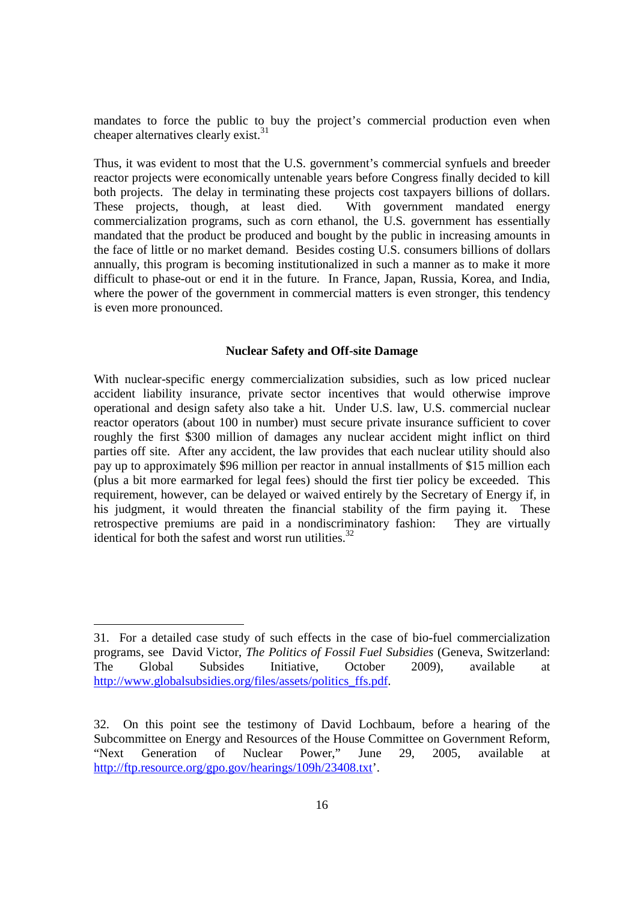mandates to force the public to buy the project's commercial production even when cheaper alternatives clearly exist.[31]

Thus, it was evident to most that the U.S. government's commercial synfuels and breeder reactor projects were economically untenable years before Congress finally decided to kill both projects. The delay in terminating these projects cost taxpayers billions of dollars. These projects, though, at least died. With government mandated energy commercialization programs, such as corn ethanol, the U.S. government has essentially mandated that the product be produced and bought by the public in increasing amounts in the face of little or no market demand. Besides costing U.S. consumers billions of dollars annually, this program is becoming institutionalized in such a manner as to make it more difficult to phase-out or end it in the future. In France, Japan, Russia, Korea, and India, where the power of the government in commercial matters is even stronger, this tendency is even more pronounced.

### Nuclear Safety and Off-site Damage

With nuclear-specific energy commercialization subsidies, such as low priced nuclear accident liability insurance, private sector incentives that would otherwise improve operational and design safety also take a hit. Under U.S. law, U.S. commercial nuclear reactor operators (about 100 in number) must secure private insurance sufficient to cover roughly the first $300 million of damages any nuclear accident might inflict on third parties off site. After any accident, the law provides that each nuclear utility should also pay up to approximately $96 million per reactor in annual installments of $15 million each (plus a bit more earmarked for legal fees) should the first tier policy be exceeded. This requirement, however, can be delayed or waived entirely by the Secretary of Energy if, in his judgment, it would threaten the financial stability of the firm paying it. These retrospective premiums are paid in a nondiscriminatory fashion: They are virtually identical for both the safest and worst run utilities.[32]

---

31. For a detailed case study of such effects in the case of bio-fuel commercialization programs, see David Victor, *The Politics of Fossil Fuel Subsidies* (Geneva, Switzerland: The Global Subsides Initiative, October 2009), available at http://www.globalsubsidies.org/files/assets/politics_ffs.pdf.

32. On this point see the testimony of David Lochbaum, before a hearing of the Subcommittee on Energy and Resources of the House Committee on Government Reform, "Next Generation of Nuclear Power," June 29, 2005, available at http://ftp.resource.org/gpo.gov/hearings/109h/23408.txt'.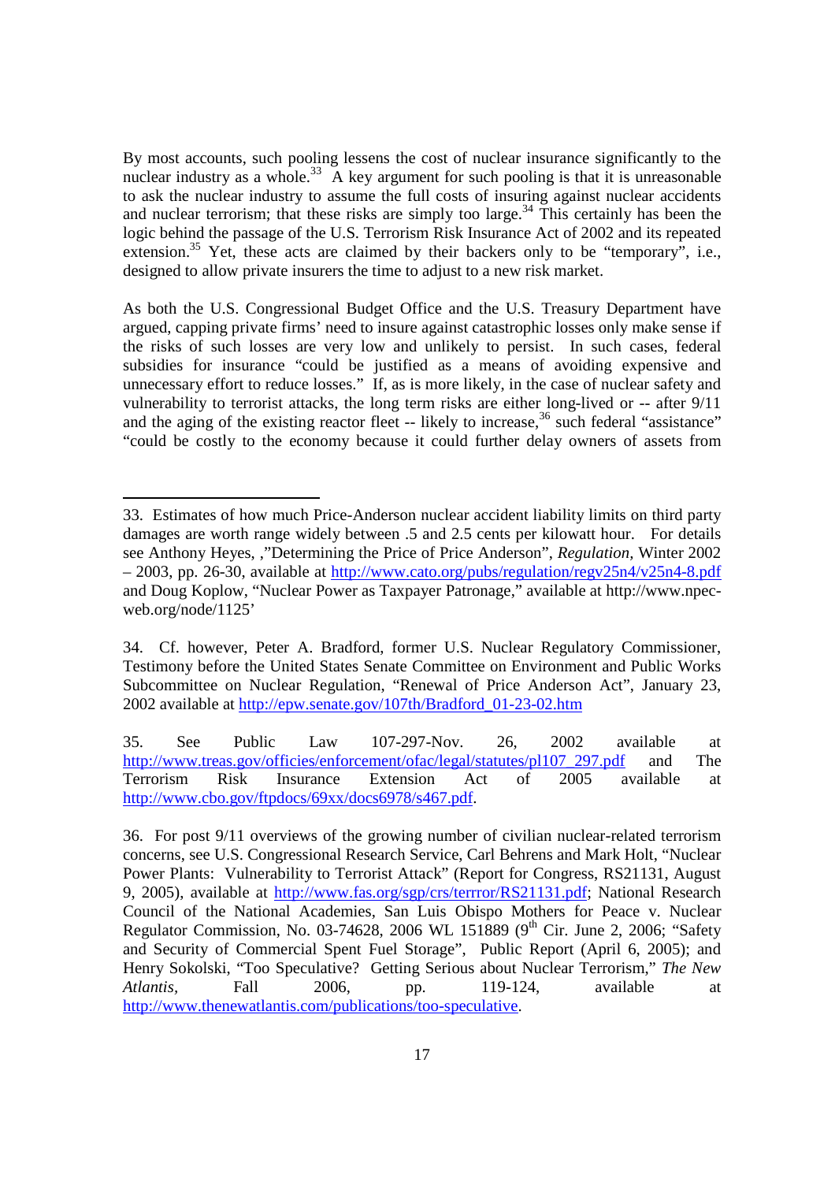By most accounts, such pooling lessens the cost of nuclear insurance significantly to the nuclear industry as a whole.[33] A key argument for such pooling is that it is unreasonable to ask the nuclear industry to assume the full costs of insuring against nuclear accidents and nuclear terrorism; that these risks are simply too large.[34] This certainly has been the logic behind the passage of the U.S. Terrorism Risk Insurance Act of 2002 and its repeated extension.[35] Yet, these acts are claimed by their backers only to be "temporary", i.e., designed to allow private insurers the time to adjust to a new risk market.

As both the U.S. Congressional Budget Office and the U.S. Treasury Department have argued, capping private firms' need to insure against catastrophic losses only make sense if the risks of such losses are very low and unlikely to persist. In such cases, federal subsidies for insurance "could be justified as a means of avoiding expensive and unnecessary effort to reduce losses." If, as is more likely, in the case of nuclear safety and vulnerability to terrorist attacks, the long term risks are either long-lived or -- after 9/11 and the aging of the existing reactor fleet -- likely to increase,[36] such federal "assistance" "could be costly to the economy because it could further delay owners of assets from

---

33. Estimates of how much Price-Anderson nuclear accident liability limits on third party damages are worth range widely between .5 and 2.5 cents per kilowatt hour. For details see Anthony Heyes, ,"Determining the Price of Price Anderson", *Regulation*, Winter 2002 – 2003, pp. 26-30, available at http://www.cato.org/pubs/regulation/regv25n4/v25n4-8.pdf and Doug Koplow, "Nuclear Power as Taxpayer Patronage," available at http://www.npec-web.org/node/1125'

34. Cf. however, Peter A. Bradford, former U.S. Nuclear Regulatory Commissioner, Testimony before the United States Senate Committee on Environment and Public Works Subcommittee on Nuclear Regulation, "Renewal of Price Anderson Act", January 23, 2002 available at http://epw.senate.gov/107th/Bradford_01-23-02.htm

35. See Public Law 107-297-Nov. 26, 2002 available at http://www.treas.gov/officies/enforcement/ofac/legal/statutes/pl107_297.pdf and The Terrorism Risk Insurance Extension Act of 2005 available at http://www.cbo.gov/ftpdocs/69xx/docs6978/s467.pdf.

36. For post 9/11 overviews of the growing number of civilian nuclear-related terrorism concerns, see U.S. Congressional Research Service, Carl Behrens and Mark Holt, "Nuclear Power Plants: Vulnerability to Terrorist Attack" (Report for Congress, RS21131, August 9, 2005), available at http://www.fas.org/sgp/crs/terrror/RS21131.pdf; National Research Council of the National Academies, San Luis Obispo Mothers for Peace v. Nuclear Regulator Commission, No. 03-74628, 2006 WL 151889 (9th Cir. June 2, 2006; "Safety and Security of Commercial Spent Fuel Storage", Public Report (April 6, 2005); and Henry Sokolski, "Too Speculative? Getting Serious about Nuclear Terrorism," *The New Atlantis*, Fall 2006, pp. 119-124, available at http://www.thenewatlantis.com/publications/too-speculative.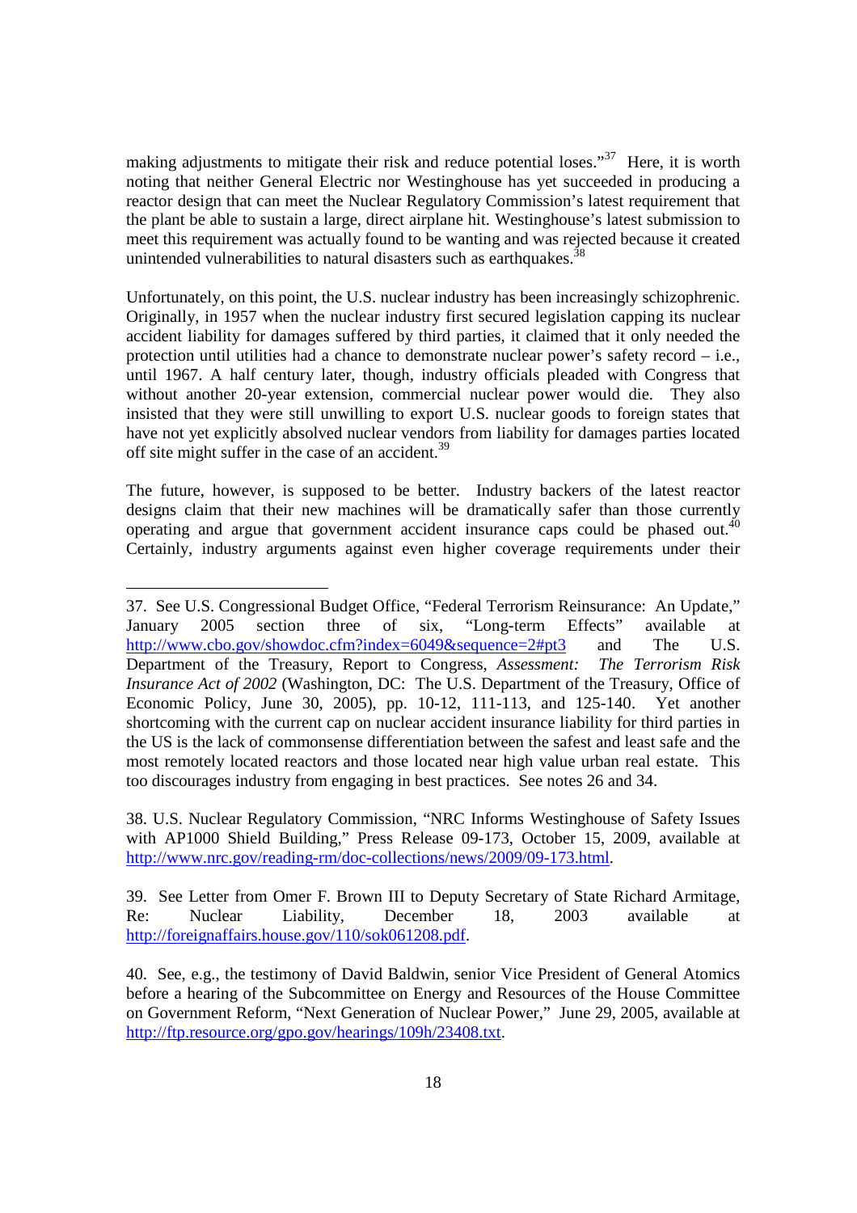making adjustments to mitigate their risk and reduce potential loses."[37] Here, it is worth noting that neither General Electric nor Westinghouse has yet succeeded in producing a reactor design that can meet the Nuclear Regulatory Commission's latest requirement that the plant be able to sustain a large, direct airplane hit. Westinghouse's latest submission to meet this requirement was actually found to be wanting and was rejected because it created unintended vulnerabilities to natural disasters such as earthquakes.[38]

Unfortunately, on this point, the U.S. nuclear industry has been increasingly schizophrenic. Originally, in 1957 when the nuclear industry first secured legislation capping its nuclear accident liability for damages suffered by third parties, it claimed that it only needed the protection until utilities had a chance to demonstrate nuclear power's safety record – i.e., until 1967. A half century later, though, industry officials pleaded with Congress that without another 20-year extension, commercial nuclear power would die. They also insisted that they were still unwilling to export U.S. nuclear goods to foreign states that have not yet explicitly absolved nuclear vendors from liability for damages parties located off site might suffer in the case of an accident.[39]

The future, however, is supposed to be better. Industry backers of the latest reactor designs claim that their new machines will be dramatically safer than those currently operating and argue that government accident insurance caps could be phased out.[40] Certainly, industry arguments against even higher coverage requirements under their

---

37. See U.S. Congressional Budget Office, "Federal Terrorism Reinsurance: An Update," January 2005 section three of six, "Long-term Effects" available at http://www.cbo.gov/showdoc.cfm?index=6049&sequence=2#pt3 and The U.S. Department of the Treasury, Report to Congress, *Assessment: The Terrorism Risk Insurance Act of 2002* (Washington, DC: The U.S. Department of the Treasury, Office of Economic Policy, June 30, 2005), pp. 10-12, 111-113, and 125-140. Yet another shortcoming with the current cap on nuclear accident insurance liability for third parties in the US is the lack of commonsense differentiation between the safest and least safe and the most remotely located reactors and those located near high value urban real estate. This too discourages industry from engaging in best practices. See notes 26 and 34.

38. U.S. Nuclear Regulatory Commission, "NRC Informs Westinghouse of Safety Issues with AP1000 Shield Building," Press Release 09-173, October 15, 2009, available at http://www.nrc.gov/reading-rm/doc-collections/news/2009/09-173.html.

39. See Letter from Omer F. Brown III to Deputy Secretary of State Richard Armitage, Re: Nuclear Liability, December 18, 2003 available at http://foreignaffairs.house.gov/110/sok061208.pdf.

40. See, e.g., the testimony of David Baldwin, senior Vice President of General Atomics before a hearing of the Subcommittee on Energy and Resources of the House Committee on Government Reform, "Next Generation of Nuclear Power," June 29, 2005, available at http://ftp.resource.org/gpo.gov/hearings/109h/23408.txt.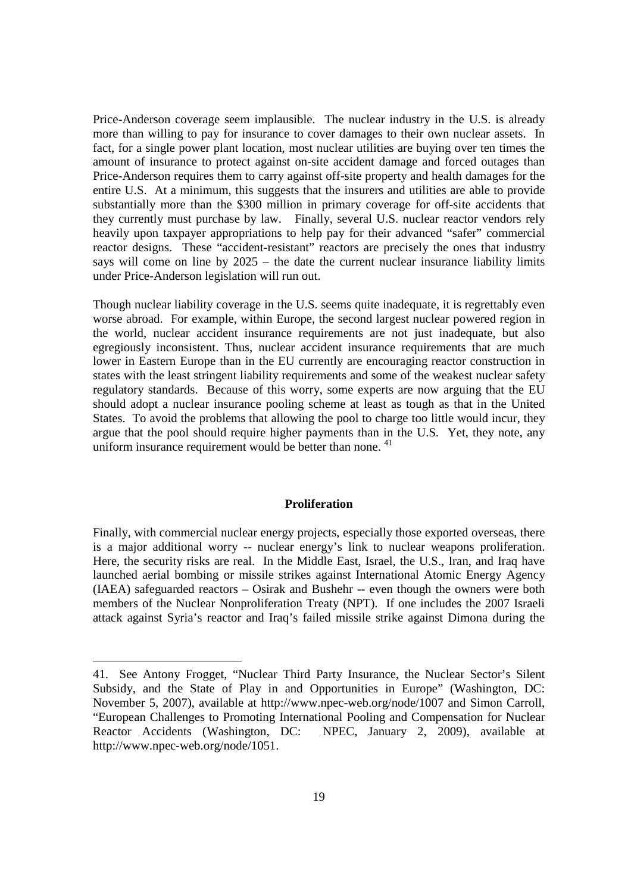Price-Anderson coverage seem implausible. The nuclear industry in the U.S. is already more than willing to pay for insurance to cover damages to their own nuclear assets. In fact, for a single power plant location, most nuclear utilities are buying over ten times the amount of insurance to protect against on-site accident damage and forced outages than Price-Anderson requires them to carry against off-site property and health damages for the entire U.S. At a minimum, this suggests that the insurers and utilities are able to provide substantially more than the $300 million in primary coverage for off-site accidents that they currently must purchase by law. Finally, several U.S. nuclear reactor vendors rely heavily upon taxpayer appropriations to help pay for their advanced "safer" commercial reactor designs. These "accident-resistant" reactors are precisely the ones that industry says will come on line by 2025 – the date the current nuclear insurance liability limits under Price-Anderson legislation will run out.

Though nuclear liability coverage in the U.S. seems quite inadequate, it is regrettably even worse abroad. For example, within Europe, the second largest nuclear powered region in the world, nuclear accident insurance requirements are not just inadequate, but also egregiously inconsistent. Thus, nuclear accident insurance requirements that are much lower in Eastern Europe than in the EU currently are encouraging reactor construction in states with the least stringent liability requirements and some of the weakest nuclear safety regulatory standards. Because of this worry, some experts are now arguing that the EU should adopt a nuclear insurance pooling scheme at least as tough as that in the United States. To avoid the problems that allowing the pool to charge too little would incur, they argue that the pool should require higher payments than in the U.S. Yet, they note, any uniform insurance requirement would be better than none. [41]

## Proliferation

Finally, with commercial nuclear energy projects, especially those exported overseas, there is a major additional worry -- nuclear energy's link to nuclear weapons proliferation. Here, the security risks are real. In the Middle East, Israel, the U.S., Iran, and Iraq have launched aerial bombing or missile strikes against International Atomic Energy Agency (IAEA) safeguarded reactors – Osirak and Bushehr -- even though the owners were both members of the Nuclear Nonproliferation Treaty (NPT). If one includes the 2007 Israeli attack against Syria's reactor and Iraq's failed missile strike against Dimona during the

---

41. See Antony Frogget, "Nuclear Third Party Insurance, the Nuclear Sector's Silent Subsidy, and the State of Play in and Opportunities in Europe" (Washington, DC: November 5, 2007), available at http://www.npec-web.org/node/1007 and Simon Carroll, "European Challenges to Promoting International Pooling and Compensation for Nuclear Reactor Accidents (Washington, DC: NPEC, January 2, 2009), available at http://www.npec-web.org/node/1051.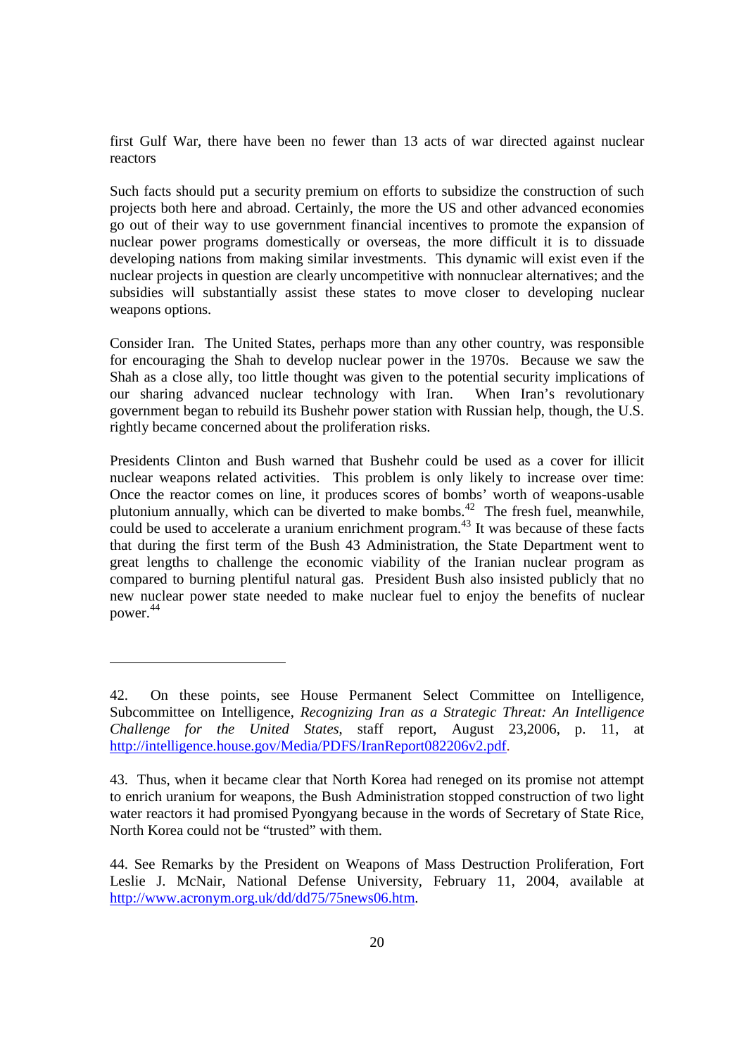first Gulf War, there have been no fewer than 13 acts of war directed against nuclear reactors

Such facts should put a security premium on efforts to subsidize the construction of such projects both here and abroad. Certainly, the more the US and other advanced economies go out of their way to use government financial incentives to promote the expansion of nuclear power programs domestically or overseas, the more difficult it is to dissuade developing nations from making similar investments. This dynamic will exist even if the nuclear projects in question are clearly uncompetitive with nonnuclear alternatives; and the subsidies will substantially assist these states to move closer to developing nuclear weapons options.

Consider Iran. The United States, perhaps more than any other country, was responsible for encouraging the Shah to develop nuclear power in the 1970s. Because we saw the Shah as a close ally, too little thought was given to the potential security implications of our sharing advanced nuclear technology with Iran. When Iran's revolutionary government began to rebuild its Bushehr power station with Russian help, though, the U.S. rightly became concerned about the proliferation risks.

Presidents Clinton and Bush warned that Bushehr could be used as a cover for illicit nuclear weapons related activities. This problem is only likely to increase over time: Once the reactor comes on line, it produces scores of bombs' worth of weapons-usable plutonium annually, which can be diverted to make bombs.[42] The fresh fuel, meanwhile, could be used to accelerate a uranium enrichment program.[43] It was because of these facts that during the first term of the Bush 43 Administration, the State Department went to great lengths to challenge the economic viability of the Iranian nuclear program as compared to burning plentiful natural gas. President Bush also insisted publicly that no new nuclear power state needed to make nuclear fuel to enjoy the benefits of nuclear power.[44]

---

42. On these points, see House Permanent Select Committee on Intelligence, Subcommittee on Intelligence, *Recognizing Iran as a Strategic Threat: An Intelligence Challenge for the United States,* staff report, August 23,2006, p. 11, at http://intelligence.house.gov/Media/PDFS/IranReport082206v2.pdf.

43. Thus, when it became clear that North Korea had reneged on its promise not attempt to enrich uranium for weapons, the Bush Administration stopped construction of two light water reactors it had promised Pyongyang because in the words of Secretary of State Rice, North Korea could not be "trusted" with them.

44. See Remarks by the President on Weapons of Mass Destruction Proliferation, Fort Leslie J. McNair, National Defense University, February 11, 2004, available at http://www.acronym.org.uk/dd/dd75/75news06.htm.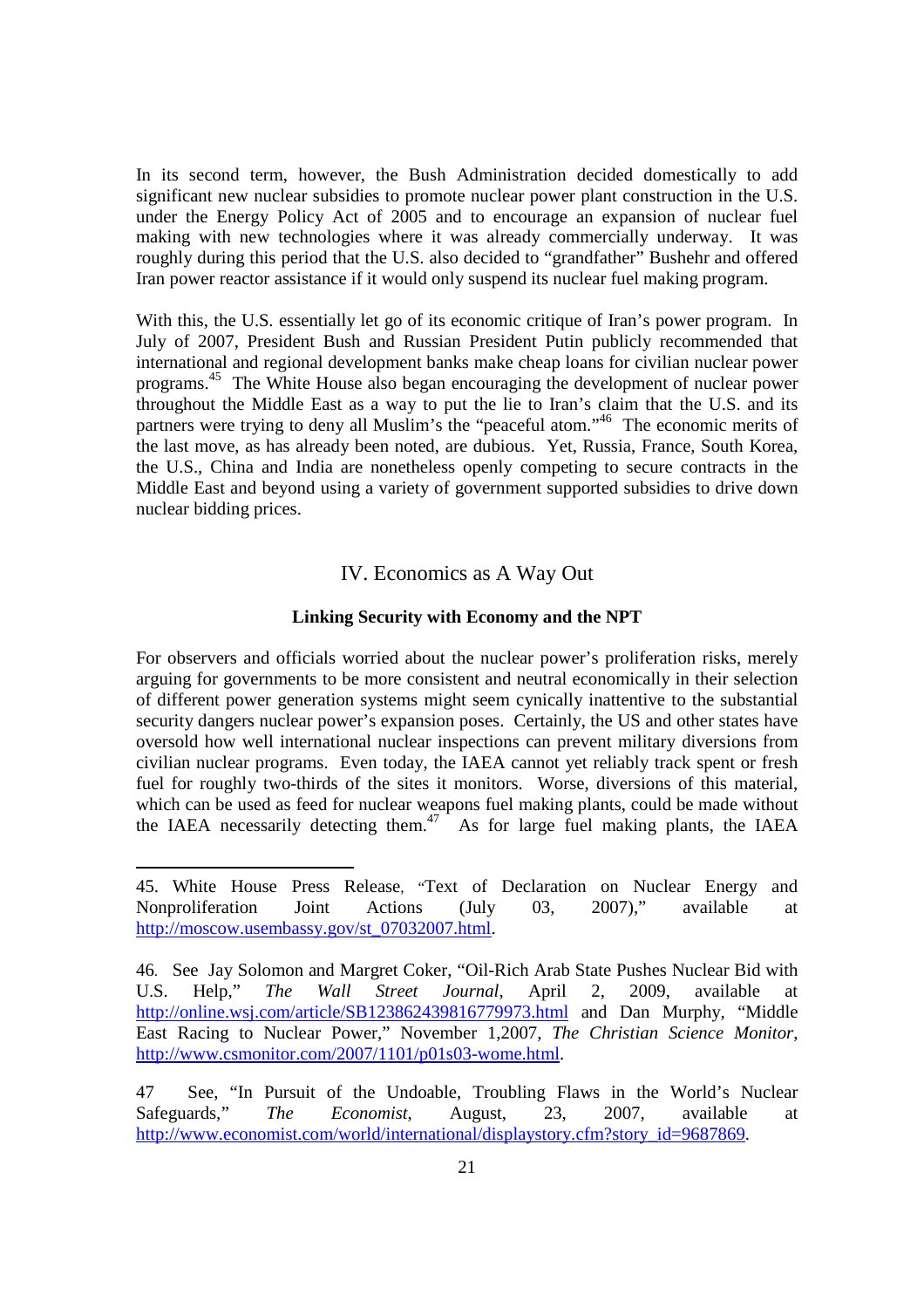In its second term, however, the Bush Administration decided domestically to add significant new nuclear subsidies to promote nuclear power plant construction in the U.S. under the Energy Policy Act of 2005 and to encourage an expansion of nuclear fuel making with new technologies where it was already commercially underway. It was roughly during this period that the U.S. also decided to "grandfather" Bushehr and offered Iran power reactor assistance if it would only suspend its nuclear fuel making program.

With this, the U.S. essentially let go of its economic critique of Iran's power program. In July of 2007, President Bush and Russian President Putin publicly recommended that international and regional development banks make cheap loans for civilian nuclear power programs.[45] The White House also began encouraging the development of nuclear power throughout the Middle East as a way to put the lie to Iran's claim that the U.S. and its partners were trying to deny all Muslim's the "peaceful atom."[46] The economic merits of the last move, as has already been noted, are dubious. Yet, Russia, France, South Korea, the U.S., China and India are nonetheless openly competing to secure contracts in the Middle East and beyond using a variety of government supported subsidies to drive down nuclear bidding prices.

## IV. Economics as A Way Out

### Linking Security with Economy and the NPT

For observers and officials worried about the nuclear power's proliferation risks, merely arguing for governments to be more consistent and neutral economically in their selection of different power generation systems might seem cynically inattentive to the substantial security dangers nuclear power's expansion poses. Certainly, the US and other states have oversold how well international nuclear inspections can prevent military diversions from civilian nuclear programs. Even today, the IAEA cannot yet reliably track spent or fresh fuel for roughly two-thirds of the sites it monitors. Worse, diversions of this material, which can be used as feed for nuclear weapons fuel making plants, could be made without the IAEA necessarily detecting them.[47] As for large fuel making plants, the IAEA

---

45. White House Press Release, "Text of Declaration on Nuclear Energy and Nonproliferation Joint Actions (July 03, 2007)," available at http://moscow.usembassy.gov/st_07032007.html.

46. See Jay Solomon and Margret Coker, "Oil-Rich Arab State Pushes Nuclear Bid with U.S. Help," *The Wall Street Journal*, April 2, 2009, available at http://online.wsj.com/article/SB123862439816779973.html and Dan Murphy, "Middle East Racing to Nuclear Power," November 1,2007, *The Christian Science Monitor*, http://www.csmonitor.com/2007/1101/p01s03-wome.html.

47 See, "In Pursuit of the Undoable, Troubling Flaws in the World's Nuclear Safeguards," *The Economist*, August, 23, 2007, available at http://www.economist.com/world/international/displaystory.cfm?story_id=9687869.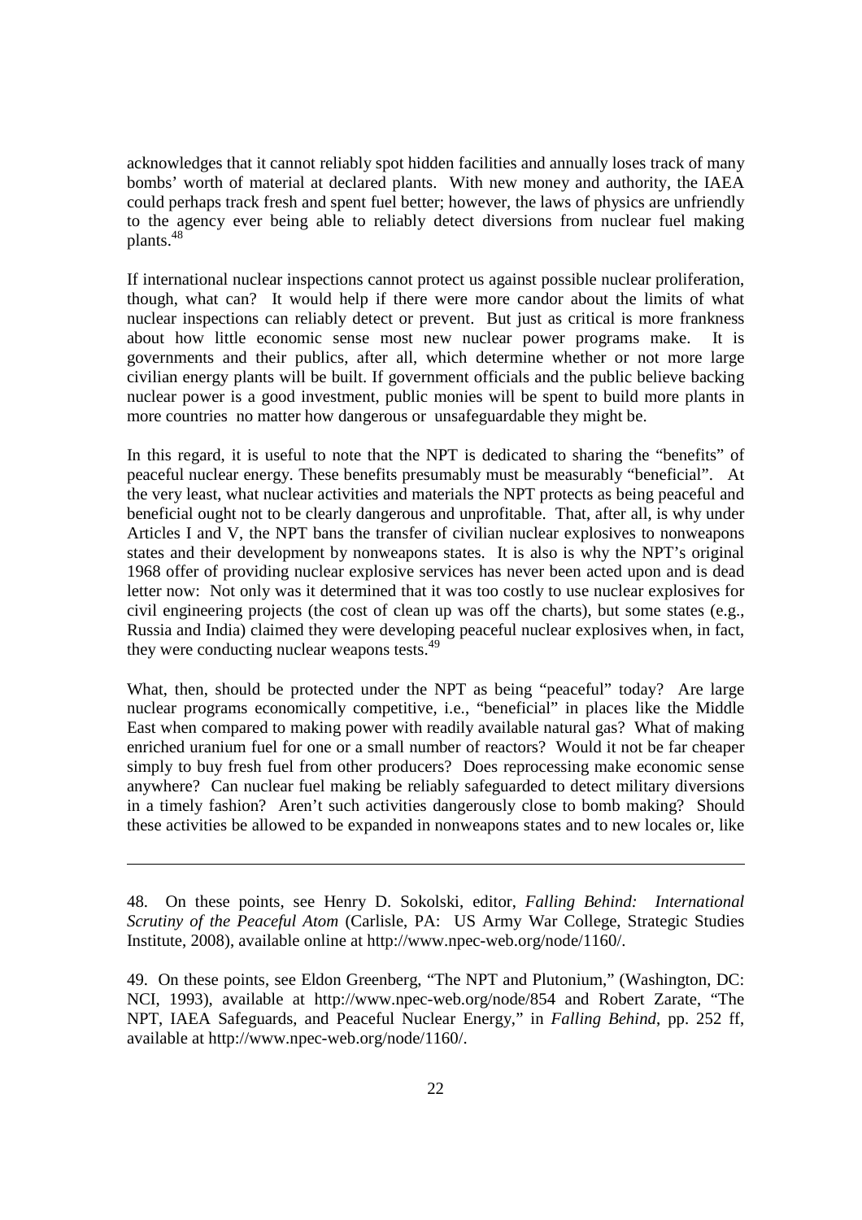acknowledges that it cannot reliably spot hidden facilities and annually loses track of many bombs' worth of material at declared plants. With new money and authority, the IAEA could perhaps track fresh and spent fuel better; however, the laws of physics are unfriendly to the agency ever being able to reliably detect diversions from nuclear fuel making plants.[48]

If international nuclear inspections cannot protect us against possible nuclear proliferation, though, what can? It would help if there were more candor about the limits of what nuclear inspections can reliably detect or prevent. But just as critical is more frankness about how little economic sense most new nuclear power programs make. It is governments and their publics, after all, which determine whether or not more large civilian energy plants will be built. If government officials and the public believe backing nuclear power is a good investment, public monies will be spent to build more plants in more countries no matter how dangerous or unsafeguardable they might be.

In this regard, it is useful to note that the NPT is dedicated to sharing the "benefits" of peaceful nuclear energy. These benefits presumably must be measurably "beneficial". At the very least, what nuclear activities and materials the NPT protects as being peaceful and beneficial ought not to be clearly dangerous and unprofitable. That, after all, is why under Articles I and V, the NPT bans the transfer of civilian nuclear explosives to nonweapons states and their development by nonweapons states. It is also is why the NPT's original 1968 offer of providing nuclear explosive services has never been acted upon and is dead letter now: Not only was it determined that it was too costly to use nuclear explosives for civil engineering projects (the cost of clean up was off the charts), but some states (e.g., Russia and India) claimed they were developing peaceful nuclear explosives when, in fact, they were conducting nuclear weapons tests.[49]

What, then, should be protected under the NPT as being "peaceful" today? Are large nuclear programs economically competitive, i.e., "beneficial" in places like the Middle East when compared to making power with readily available natural gas? What of making enriched uranium fuel for one or a small number of reactors? Would it not be far cheaper simply to buy fresh fuel from other producers? Does reprocessing make economic sense anywhere? Can nuclear fuel making be reliably safeguarded to detect military diversions in a timely fashion? Aren't such activities dangerously close to bomb making? Should these activities be allowed to be expanded in nonweapons states and to new locales or, like

---

48. On these points, see Henry D. Sokolski, editor, *Falling Behind: International Scrutiny of the Peaceful Atom* (Carlisle, PA: US Army War College, Strategic Studies Institute, 2008), available online at http://www.npec-web.org/node/1160/.

49. On these points, see Eldon Greenberg, "The NPT and Plutonium," (Washington, DC: NCI, 1993), available at http://www.npec-web.org/node/854 and Robert Zarate, "The NPT, IAEA Safeguards, and Peaceful Nuclear Energy," in *Falling Behind*, pp. 252 ff, available at http://www.npec-web.org/node/1160/.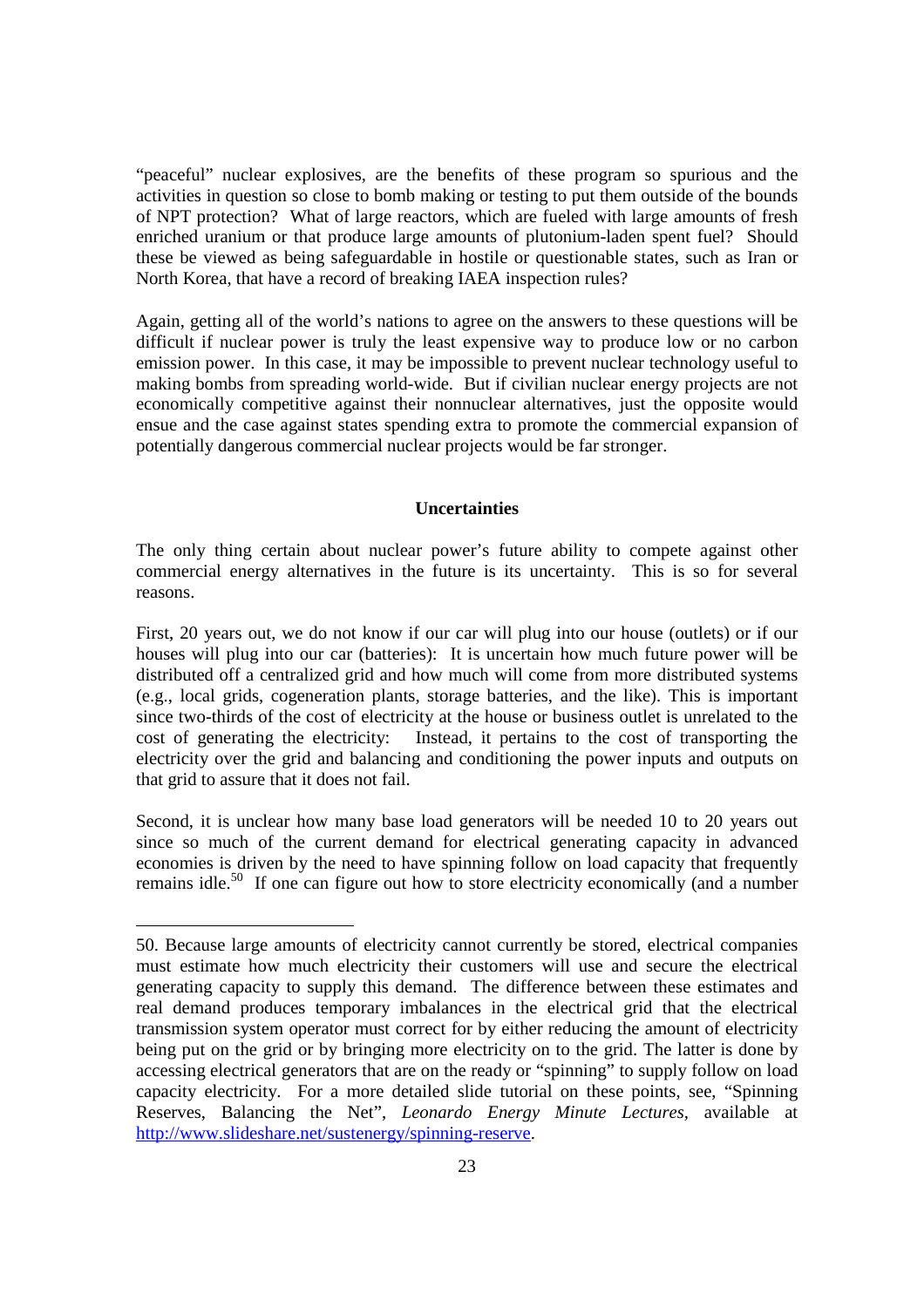"peaceful" nuclear explosives, are the benefits of these program so spurious and the activities in question so close to bomb making or testing to put them outside of the bounds of NPT protection? What of large reactors, which are fueled with large amounts of fresh enriched uranium or that produce large amounts of plutonium-laden spent fuel? Should these be viewed as being safeguardable in hostile or questionable states, such as Iran or North Korea, that have a record of breaking IAEA inspection rules?

Again, getting all of the world's nations to agree on the answers to these questions will be difficult if nuclear power is truly the least expensive way to produce low or no carbon emission power. In this case, it may be impossible to prevent nuclear technology useful to making bombs from spreading world-wide. But if civilian nuclear energy projects are not economically competitive against their nonnuclear alternatives, just the opposite would ensue and the case against states spending extra to promote the commercial expansion of potentially dangerous commercial nuclear projects would be far stronger.

## Uncertainties

The only thing certain about nuclear power's future ability to compete against other commercial energy alternatives in the future is its uncertainty. This is so for several reasons.

First, 20 years out, we do not know if our car will plug into our house (outlets) or if our houses will plug into our car (batteries): It is uncertain how much future power will be distributed off a centralized grid and how much will come from more distributed systems (e.g., local grids, cogeneration plants, storage batteries, and the like). This is important since two-thirds of the cost of electricity at the house or business outlet is unrelated to the cost of generating the electricity: Instead, it pertains to the cost of transporting the electricity over the grid and balancing and conditioning the power inputs and outputs on that grid to assure that it does not fail.

Second, it is unclear how many base load generators will be needed 10 to 20 years out since so much of the current demand for electrical generating capacity in advanced economies is driven by the need to have spinning follow on load capacity that frequently remains idle.[50] If one can figure out how to store electricity economically (and a number

---

50. Because large amounts of electricity cannot currently be stored, electrical companies must estimate how much electricity their customers will use and secure the electrical generating capacity to supply this demand. The difference between these estimates and real demand produces temporary imbalances in the electrical grid that the electrical transmission system operator must correct for by either reducing the amount of electricity being put on the grid or by bringing more electricity on to the grid. The latter is done by accessing electrical generators that are on the ready or "spinning" to supply follow on load capacity electricity. For a more detailed slide tutorial on these points, see, "Spinning Reserves, Balancing the Net", *Leonardo Energy Minute Lectures*, available at http://www.slideshare.net/sustenergy/spinning-reserve.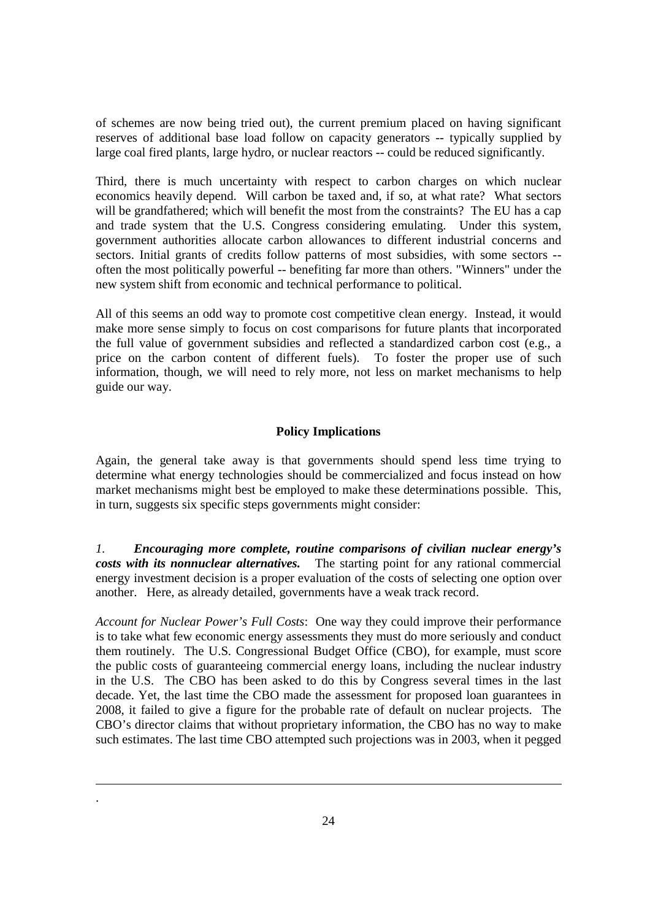of schemes are now being tried out), the current premium placed on having significant reserves of additional base load follow on capacity generators -- typically supplied by large coal fired plants, large hydro, or nuclear reactors -- could be reduced significantly.

Third, there is much uncertainty with respect to carbon charges on which nuclear economics heavily depend. Will carbon be taxed and, if so, at what rate? What sectors will be grandfathered; which will benefit the most from the constraints? The EU has a cap and trade system that the U.S. Congress considering emulating. Under this system, government authorities allocate carbon allowances to different industrial concerns and sectors. Initial grants of credits follow patterns of most subsidies, with some sectors -- often the most politically powerful -- benefiting far more than others. "Winners" under the new system shift from economic and technical performance to political.

All of this seems an odd way to promote cost competitive clean energy. Instead, it would make more sense simply to focus on cost comparisons for future plants that incorporated the full value of government subsidies and reflected a standardized carbon cost (e.g., a price on the carbon content of different fuels). To foster the proper use of such information, though, we will need to rely more, not less on market mechanisms to help guide our way.

## Policy Implications

Again, the general take away is that governments should spend less time trying to determine what energy technologies should be commercialized and focus instead on how market mechanisms might best be employed to make these determinations possible. This, in turn, suggests six specific steps governments might consider:

*1.* ***Encouraging more complete, routine comparisons of civilian nuclear energy's costs with its nonnuclear alternatives.*** The starting point for any rational commercial energy investment decision is a proper evaluation of the costs of selecting one option over another. Here, as already detailed, governments have a weak track record.

*Account for Nuclear Power's Full Costs*: One way they could improve their performance is to take what few economic energy assessments they must do more seriously and conduct them routinely. The U.S. Congressional Budget Office (CBO), for example, must score the public costs of guaranteeing commercial energy loans, including the nuclear industry in the U.S. The CBO has been asked to do this by Congress several times in the last decade. Yet, the last time the CBO made the assessment for proposed loan guarantees in 2008, it failed to give a figure for the probable rate of default on nuclear projects. The CBO's director claims that without proprietary information, the CBO has no way to make such estimates. The last time CBO attempted such projections was in 2003, when it pegged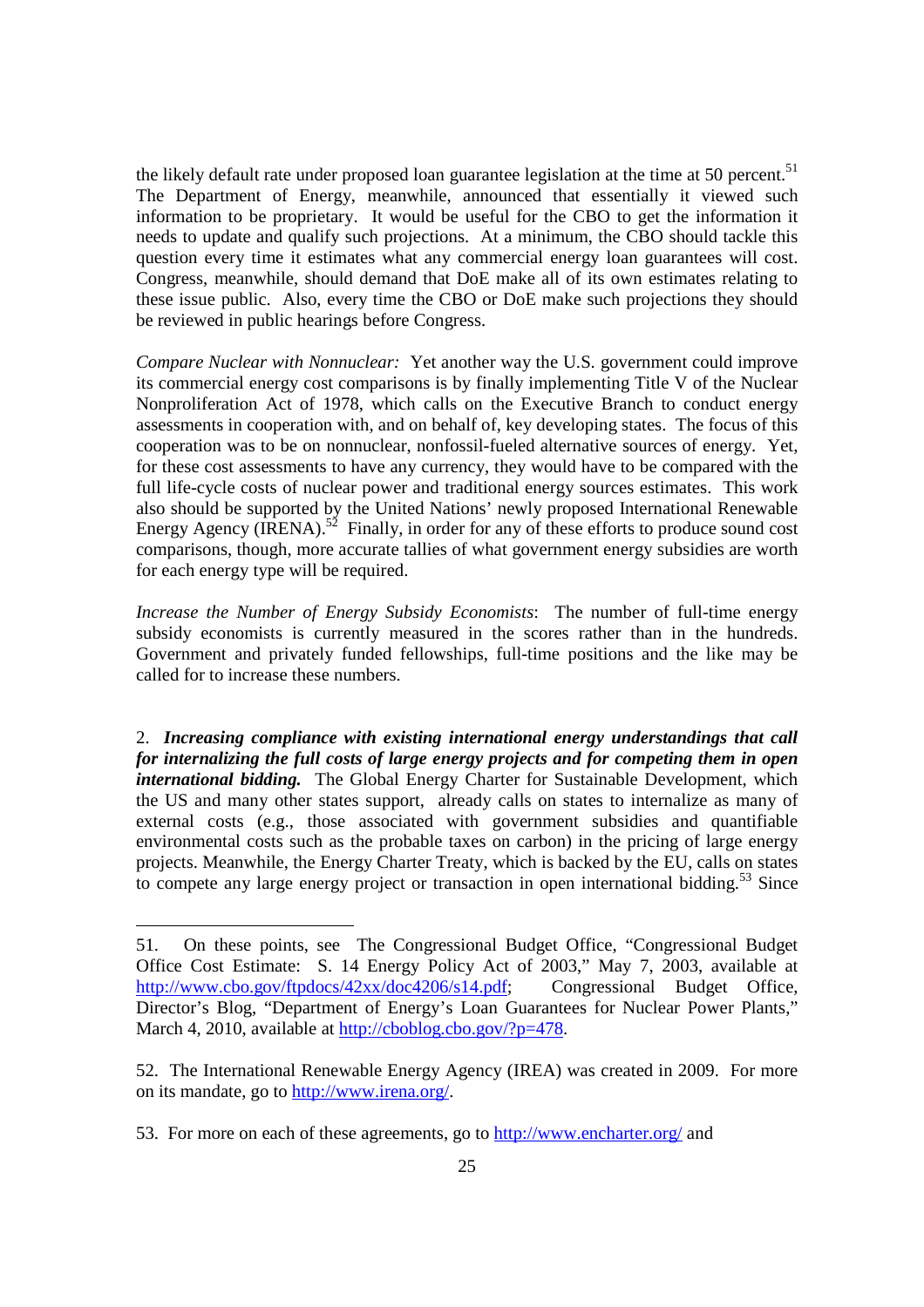the likely default rate under proposed loan guarantee legislation at the time at 50 percent.[51] The Department of Energy, meanwhile, announced that essentially it viewed such information to be proprietary. It would be useful for the CBO to get the information it needs to update and qualify such projections. At a minimum, the CBO should tackle this question every time it estimates what any commercial energy loan guarantees will cost. Congress, meanwhile, should demand that DoE make all of its own estimates relating to these issue public. Also, every time the CBO or DoE make such projections they should be reviewed in public hearings before Congress.

*Compare Nuclear with Nonnuclear:* Yet another way the U.S. government could improve its commercial energy cost comparisons is by finally implementing Title V of the Nuclear Nonproliferation Act of 1978, which calls on the Executive Branch to conduct energy assessments in cooperation with, and on behalf of, key developing states. The focus of this cooperation was to be on nonnuclear, nonfossil-fueled alternative sources of energy. Yet, for these cost assessments to have any currency, they would have to be compared with the full life-cycle costs of nuclear power and traditional energy sources estimates. This work also should be supported by the United Nations' newly proposed International Renewable Energy Agency (IRENA).[52] Finally, in order for any of these efforts to produce sound cost comparisons, though, more accurate tallies of what government energy subsidies are worth for each energy type will be required.

*Increase the Number of Energy Subsidy Economists*: The number of full-time energy subsidy economists is currently measured in the scores rather than in the hundreds. Government and privately funded fellowships, full-time positions and the like may be called for to increase these numbers.

2. ***Increasing compliance with existing international energy understandings that call for internalizing the full costs of large energy projects and for competing them in open international bidding.*** The Global Energy Charter for Sustainable Development, which the US and many other states support, already calls on states to internalize as many of external costs (e.g., those associated with government subsidies and quantifiable environmental costs such as the probable taxes on carbon) in the pricing of large energy projects. Meanwhile, the Energy Charter Treaty, which is backed by the EU, calls on states to compete any large energy project or transaction in open international bidding.[53] Since

---

51. On these points, see The Congressional Budget Office, "Congressional Budget Office Cost Estimate: S. 14 Energy Policy Act of 2003," May 7, 2003, available at http://www.cbo.gov/ftpdocs/42xx/doc4206/s14.pdf; Congressional Budget Office, Director's Blog, "Department of Energy's Loan Guarantees for Nuclear Power Plants," March 4, 2010, available at http://cboblog.cbo.gov/?p=478.

52. The International Renewable Energy Agency (IREA) was created in 2009. For more on its mandate, go to http://www.irena.org/.

53. For more on each of these agreements, go to http://www.encharter.org/ and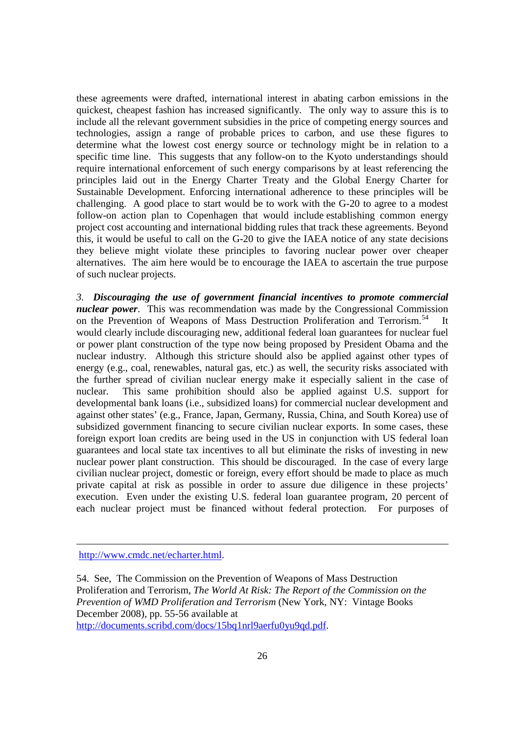these agreements were drafted, international interest in abating carbon emissions in the quickest, cheapest fashion has increased significantly. The only way to assure this is to include all the relevant government subsidies in the price of competing energy sources and technologies, assign a range of probable prices to carbon, and use these figures to determine what the lowest cost energy source or technology might be in relation to a specific time line. This suggests that any follow-on to the Kyoto understandings should require international enforcement of such energy comparisons by at least referencing the principles laid out in the Energy Charter Treaty and the Global Energy Charter for Sustainable Development. Enforcing international adherence to these principles will be challenging. A good place to start would be to work with the G-20 to agree to a modest follow-on action plan to Copenhagen that would include establishing common energy project cost accounting and international bidding rules that track these agreements. Beyond this, it would be useful to call on the G-20 to give the IAEA notice of any state decisions they believe might violate these principles to favoring nuclear power over cheaper alternatives. The aim here would be to encourage the IAEA to ascertain the true purpose of such nuclear projects.

*3.* ***Discouraging the use of government financial incentives to promote commercial nuclear power***. This was recommendation was made by the Congressional Commission on the Prevention of Weapons of Mass Destruction Proliferation and Terrorism.[54] It would clearly include discouraging new, additional federal loan guarantees for nuclear fuel or power plant construction of the type now being proposed by President Obama and the nuclear industry. Although this stricture should also be applied against other types of energy (e.g., coal, renewables, natural gas, etc.) as well, the security risks associated with the further spread of civilian nuclear energy make it especially salient in the case of nuclear. This same prohibition should also be applied against U.S. support for developmental bank loans (i.e., subsidized loans) for commercial nuclear development and against other states' (e.g., France, Japan, Germany, Russia, China, and South Korea) use of subsidized government financing to secure civilian nuclear exports. In some cases, these foreign export loan credits are being used in the US in conjunction with US federal loan guarantees and local state tax incentives to all but eliminate the risks of investing in new nuclear power plant construction. This should be discouraged. In the case of every large civilian nuclear project, domestic or foreign, every effort should be made to place as much private capital at risk as possible in order to assure due diligence in these projects' execution. Even under the existing U.S. federal loan guarantee program, 20 percent of each nuclear project must be financed without federal protection. For purposes of

---

http://www.cmdc.net/echarter.html.

54. See, The Commission on the Prevention of Weapons of Mass Destruction Proliferation and Terrorism, *The World At Risk: The Report of the Commission on the Prevention of WMD Proliferation and Terrorism* (New York, NY: Vintage Books December 2008), pp. 55-56 available at http://documents.scribd.com/docs/15bq1nrl9aerfu0yu9qd.pdf.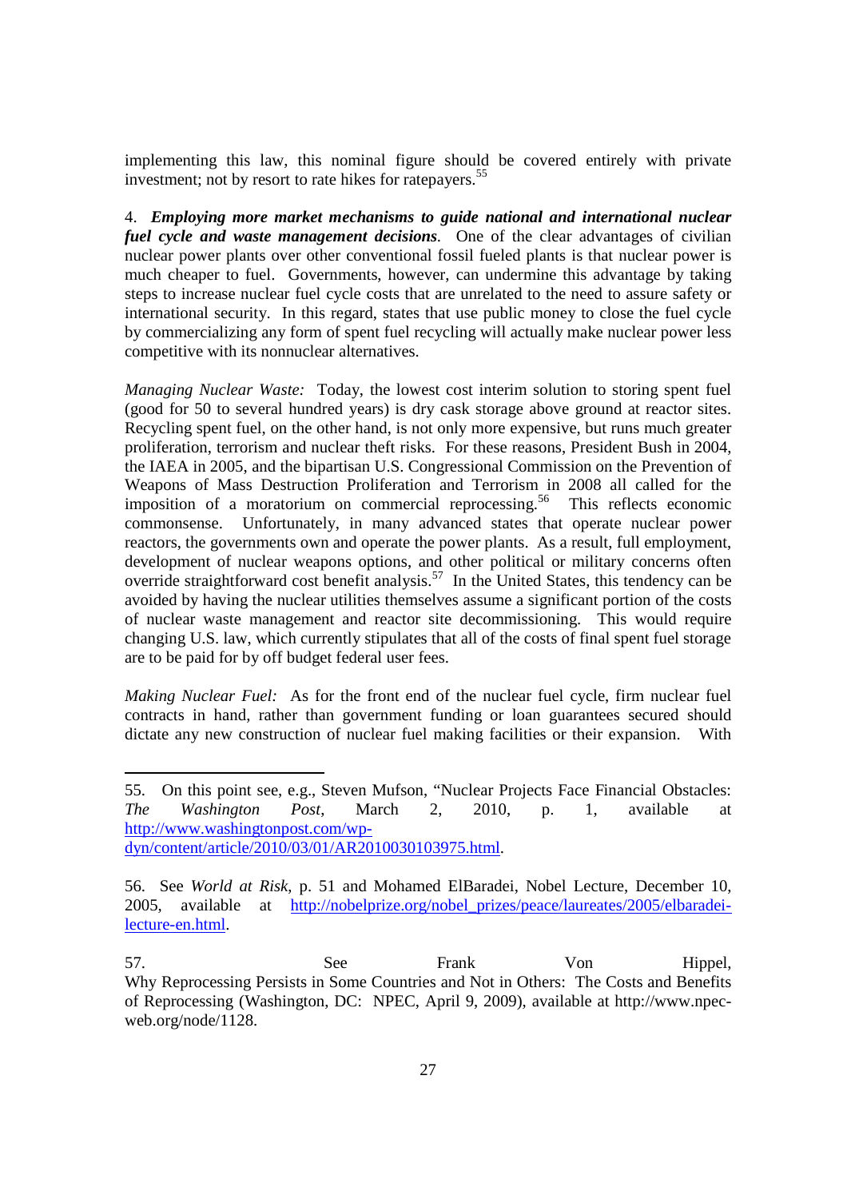implementing this law, this nominal figure should be covered entirely with private investment; not by resort to rate hikes for ratepayers.[55]

4. ***Employing more market mechanisms to guide national and international nuclear fuel cycle and waste management decisions***. One of the clear advantages of civilian nuclear power plants over other conventional fossil fueled plants is that nuclear power is much cheaper to fuel. Governments, however, can undermine this advantage by taking steps to increase nuclear fuel cycle costs that are unrelated to the need to assure safety or international security. In this regard, states that use public money to close the fuel cycle by commercializing any form of spent fuel recycling will actually make nuclear power less competitive with its nonnuclear alternatives.

*Managing Nuclear Waste:* Today, the lowest cost interim solution to storing spent fuel (good for 50 to several hundred years) is dry cask storage above ground at reactor sites. Recycling spent fuel, on the other hand, is not only more expensive, but runs much greater proliferation, terrorism and nuclear theft risks. For these reasons, President Bush in 2004, the IAEA in 2005, and the bipartisan U.S. Congressional Commission on the Prevention of Weapons of Mass Destruction Proliferation and Terrorism in 2008 all called for the imposition of a moratorium on commercial reprocessing.[56] This reflects economic commonsense. Unfortunately, in many advanced states that operate nuclear power reactors, the governments own and operate the power plants. As a result, full employment, development of nuclear weapons options, and other political or military concerns often override straightforward cost benefit analysis.[57] In the United States, this tendency can be avoided by having the nuclear utilities themselves assume a significant portion of the costs of nuclear waste management and reactor site decommissioning. This would require changing U.S. law, which currently stipulates that all of the costs of final spent fuel storage are to be paid for by off budget federal user fees.

*Making Nuclear Fuel:* As for the front end of the nuclear fuel cycle, firm nuclear fuel contracts in hand, rather than government funding or loan guarantees secured should dictate any new construction of nuclear fuel making facilities or their expansion. With

---

55. On this point see, e.g., Steven Mufson, "Nuclear Projects Face Financial Obstacles: *The Washington Post*, March 2, 2010, p. 1, available at http://www.washingtonpost.com/wp-dyn/content/article/2010/03/01/AR2010030103975.html.

56. See *World at Risk*, p. 51 and Mohamed ElBaradei, Nobel Lecture, December 10, 2005, available at http://nobelprize.org/nobel_prizes/peace/laureates/2005/elbaradei-lecture-en.html.

57. See Frank Von Hippel, Why Reprocessing Persists in Some Countries and Not in Others: The Costs and Benefits of Reprocessing (Washington, DC: NPEC, April 9, 2009), available at http://www.npec-web.org/node/1128.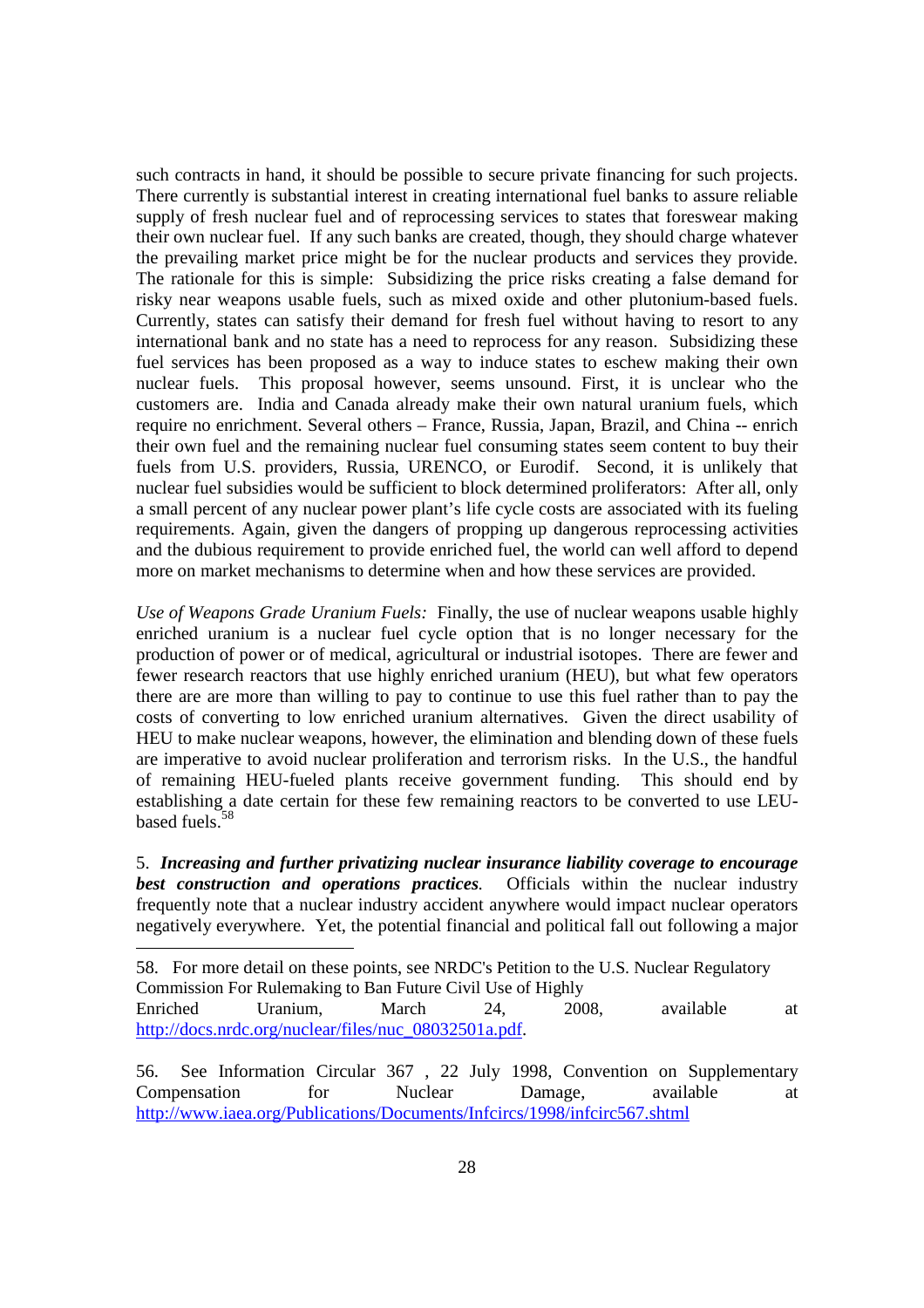such contracts in hand, it should be possible to secure private financing for such projects. There currently is substantial interest in creating international fuel banks to assure reliable supply of fresh nuclear fuel and of reprocessing services to states that foreswear making their own nuclear fuel. If any such banks are created, though, they should charge whatever the prevailing market price might be for the nuclear products and services they provide. The rationale for this is simple: Subsidizing the price risks creating a false demand for risky near weapons usable fuels, such as mixed oxide and other plutonium-based fuels. Currently, states can satisfy their demand for fresh fuel without having to resort to any international bank and no state has a need to reprocess for any reason. Subsidizing these fuel services has been proposed as a way to induce states to eschew making their own nuclear fuels. This proposal however, seems unsound. First, it is unclear who the customers are. India and Canada already make their own natural uranium fuels, which require no enrichment. Several others – France, Russia, Japan, Brazil, and China -- enrich their own fuel and the remaining nuclear fuel consuming states seem content to buy their fuels from U.S. providers, Russia, URENCO, or Eurodif. Second, it is unlikely that nuclear fuel subsidies would be sufficient to block determined proliferators: After all, only a small percent of any nuclear power plant's life cycle costs are associated with its fueling requirements. Again, given the dangers of propping up dangerous reprocessing activities and the dubious requirement to provide enriched fuel, the world can well afford to depend more on market mechanisms to determine when and how these services are provided.

*Use of Weapons Grade Uranium Fuels:* Finally, the use of nuclear weapons usable highly enriched uranium is a nuclear fuel cycle option that is no longer necessary for the production of power or of medical, agricultural or industrial isotopes. There are fewer and fewer research reactors that use highly enriched uranium (HEU), but what few operators there are are more than willing to pay to continue to use this fuel rather than to pay the costs of converting to low enriched uranium alternatives. Given the direct usability of HEU to make nuclear weapons, however, the elimination and blending down of these fuels are imperative to avoid nuclear proliferation and terrorism risks. In the U.S., the handful of remaining HEU-fueled plants receive government funding. This should end by establishing a date certain for these few remaining reactors to be converted to use LEU-based fuels.[58]

5. ***Increasing and further privatizing nuclear insurance liability coverage to encourage best construction and operations practices.*** Officials within the nuclear industry frequently note that a nuclear industry accident anywhere would impact nuclear operators negatively everywhere. Yet, the potential financial and political fall out following a major

---

58. For more detail on these points, see NRDC's Petition to the U.S. Nuclear Regulatory Commission For Rulemaking to Ban Future Civil Use of Highly Enriched Uranium, March 24, 2008, available at http://docs.nrdc.org/nuclear/files/nuc_08032501a.pdf.

56. See Information Circular 367 , 22 July 1998, Convention on Supplementary Compensation for Nuclear Damage, available at http://www.iaea.org/Publications/Documents/Infcircs/1998/infcirc567.shtml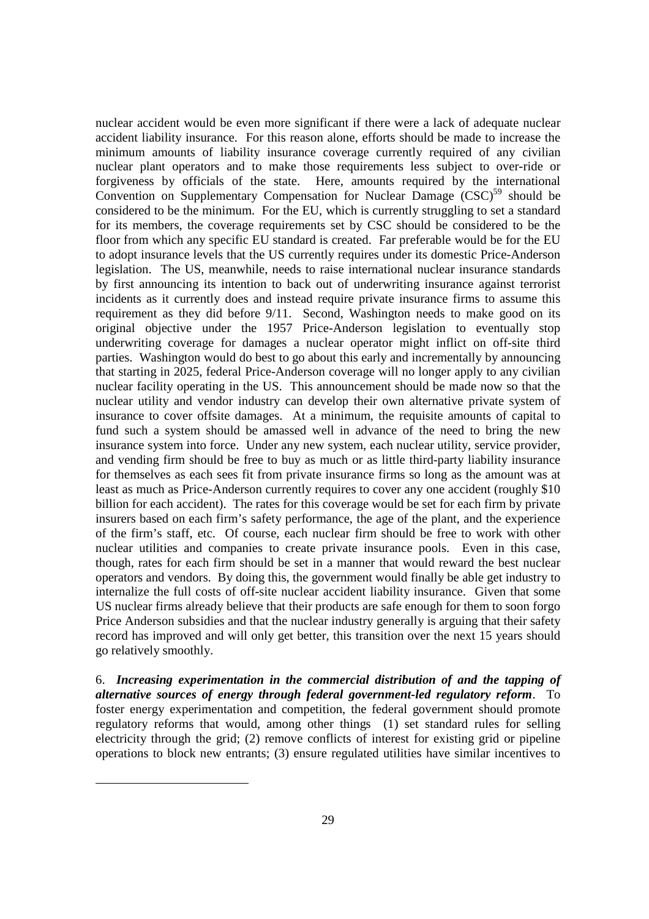nuclear accident would be even more significant if there were a lack of adequate nuclear accident liability insurance. For this reason alone, efforts should be made to increase the minimum amounts of liability insurance coverage currently required of any civilian nuclear plant operators and to make those requirements less subject to over-ride or forgiveness by officials of the state. Here, amounts required by the international Convention on Supplementary Compensation for Nuclear Damage (CSC)[59] should be considered to be the minimum. For the EU, which is currently struggling to set a standard for its members, the coverage requirements set by CSC should be considered to be the floor from which any specific EU standard is created. Far preferable would be for the EU to adopt insurance levels that the US currently requires under its domestic Price-Anderson legislation. The US, meanwhile, needs to raise international nuclear insurance standards by first announcing its intention to back out of underwriting insurance against terrorist incidents as it currently does and instead require private insurance firms to assume this requirement as they did before 9/11. Second, Washington needs to make good on its original objective under the 1957 Price-Anderson legislation to eventually stop underwriting coverage for damages a nuclear operator might inflict on off-site third parties. Washington would do best to go about this early and incrementally by announcing that starting in 2025, federal Price-Anderson coverage will no longer apply to any civilian nuclear facility operating in the US. This announcement should be made now so that the nuclear utility and vendor industry can develop their own alternative private system of insurance to cover offsite damages. At a minimum, the requisite amounts of capital to fund such a system should be amassed well in advance of the need to bring the new insurance system into force. Under any new system, each nuclear utility, service provider, and vending firm should be free to buy as much or as little third-party liability insurance for themselves as each sees fit from private insurance firms so long as the amount was at least as much as Price-Anderson currently requires to cover any one accident (roughly \$10 billion for each accident). The rates for this coverage would be set for each firm by private insurers based on each firm's safety performance, the age of the plant, and the experience of the firm's staff, etc. Of course, each nuclear firm should be free to work with other nuclear utilities and companies to create private insurance pools. Even in this case, though, rates for each firm should be set in a manner that would reward the best nuclear operators and vendors. By doing this, the government would finally be able get industry to internalize the full costs of off-site nuclear accident liability insurance. Given that some US nuclear firms already believe that their products are safe enough for them to soon forgo Price Anderson subsidies and that the nuclear industry generally is arguing that their safety record has improved and will only get better, this transition over the next 15 years should go relatively smoothly.

6. ***Increasing experimentation in the commercial distribution of and the tapping of alternative sources of energy through federal government-led regulatory reform***. To foster energy experimentation and competition, the federal government should promote regulatory reforms that would, among other things (1) set standard rules for selling electricity through the grid; (2) remove conflicts of interest for existing grid or pipeline operations to block new entrants; (3) ensure regulated utilities have similar incentives to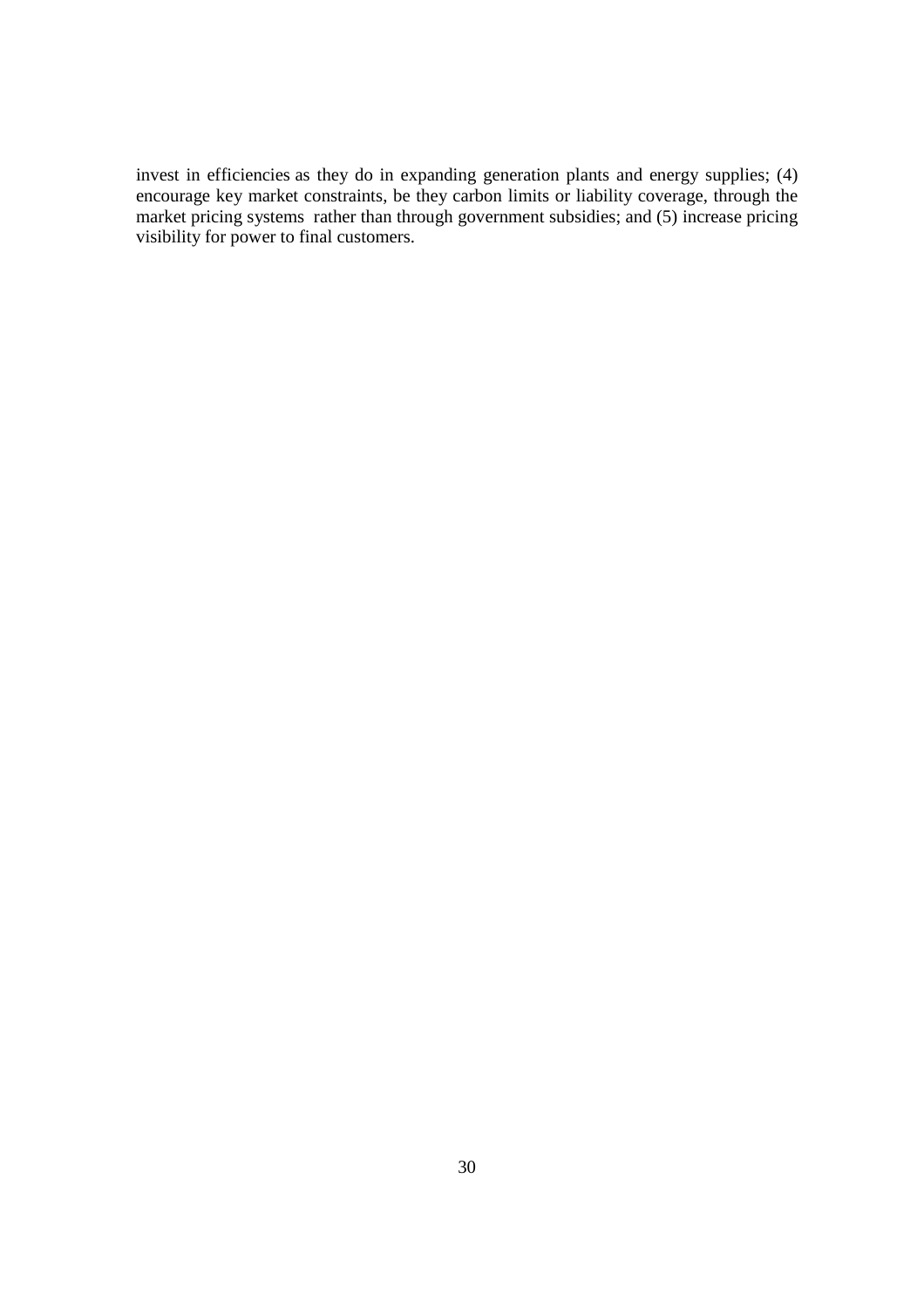invest in efficiencies as they do in expanding generation plants and energy supplies; (4) encourage key market constraints, be they carbon limits or liability coverage, through the market pricing systems rather than through government subsidies; and (5) increase pricing visibility for power to final customers.